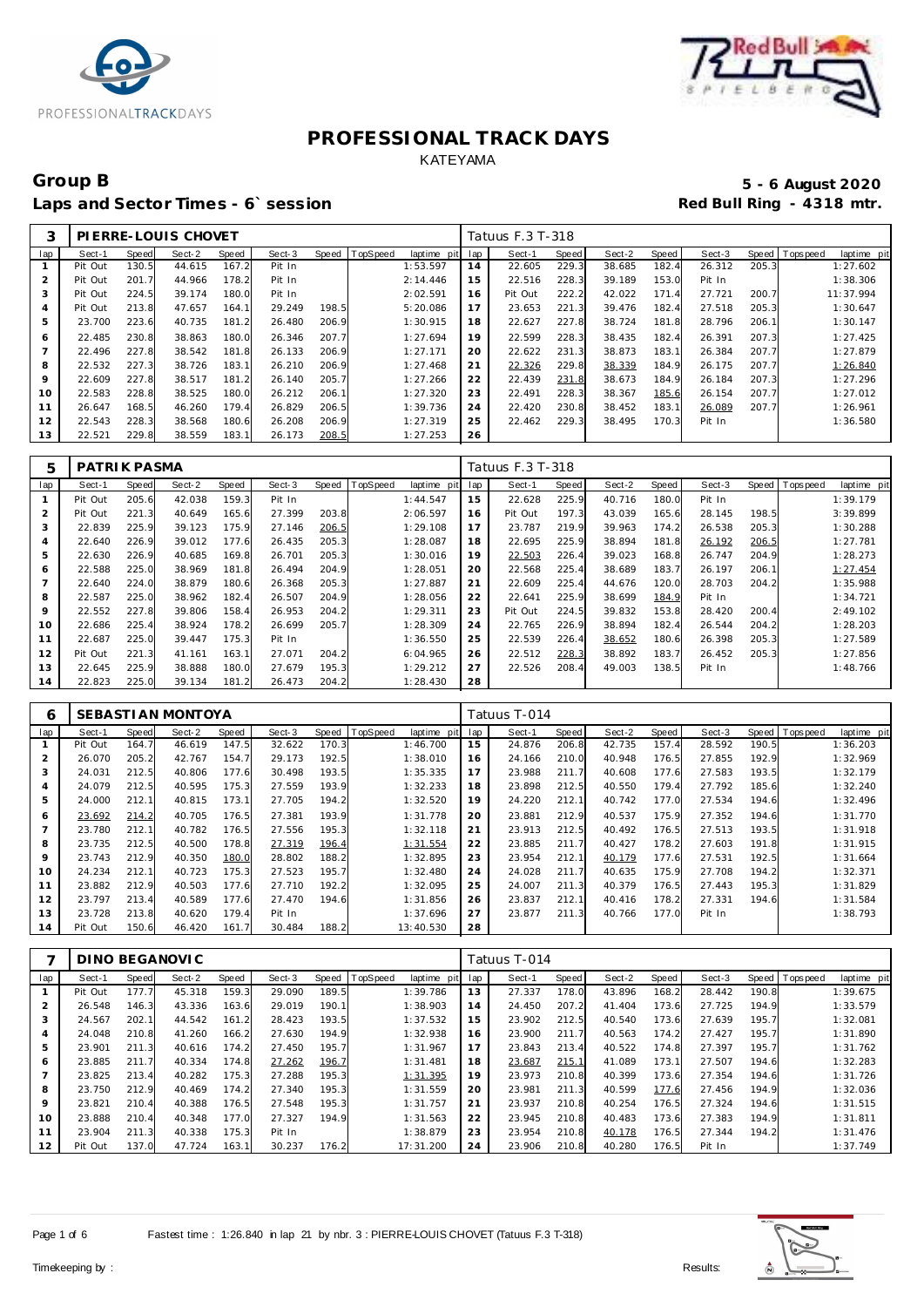# PROFESSIONAL TRACK DAYS

KATEYAMA

## Group B

**Laps and Sector Times - 6` session**

**5 - 6 August 2020**

**Red Bull Ring - 4318 mtr.**

| 3 | PIERRE-LOUIS CHOVET | | | | | | | | Tatuus F.3 T-318 | | | | | | | | |
|---|---|---|---|---|---|---|---|---|---|---|---|---|---|---|---|---|---|
| lap | Sect-1 | Speed | Sect-2 | Speed | Sect-3 | Speed | TopSpeed | laptime pit | lap | Sect-1 | Speed | Sect-2 | Speed | Sect-3 | Speed | Topspeed | laptime pit |
| 1 | Pit Out | 130.5 | 44.615 | 167.2 | Pit In | | | 1:53.597 | 14 | 22.605 | 229.3 | 38.685 | 182.4 | 26.312 | 205.3 | | 1:27.602 |
| 2 | Pit Out | 201.7 | 44.966 | 178.2 | Pit In | | | 2:14.446 | 15 | 22.516 | 228.3 | 39.189 | 153.0 | Pit In | | | 1:38.306 |
| 3 | Pit Out | 224.5 | 39.174 | 180.0 | Pit In | | | 2:02.591 | 16 | Pit Out | 222.2 | 42.022 | 171.4 | 27.721 | 200.7 | | 11:37.994 |
| 4 | Pit Out | 213.8 | 47.657 | 164.1 | 29.249 | 198.5 | | 5:20.086 | 17 | 23.653 | 221.3 | 39.476 | 182.4 | 27.518 | 205.3 | | 1:30.647 |
| 5 | 23.700 | 223.6 | 40.735 | 181.2 | 26.480 | 206.9 | | 1:30.915 | 18 | 22.627 | 227.8 | 38.724 | 181.8 | 28.796 | 206.1 | | 1:30.147 |
| 6 | 22.485 | 230.8 | 38.863 | 180.0 | 26.346 | 207.7 | | 1:27.694 | 19 | 22.599 | 228.3 | 38.435 | 182.4 | 26.391 | 207.3 | | 1:27.425 |
| 7 | 22.496 | 227.8 | 38.542 | 181.8 | 26.133 | 206.9 | | 1:27.171 | 20 | 22.622 | 231.3 | 38.873 | 183.1 | 26.384 | 207.7 | | 1:27.879 |
| 8 | 22.532 | 227.3 | 38.726 | 183.1 | 26.210 | 206.9 | | 1:27.468 | 21 | 22.326 | 229.8 | 38.339 | 184.9 | 26.175 | 207.7 | | 1:26.840 |
| 9 | 22.609 | 227.8 | 38.517 | 181.2 | 26.140 | 205.7 | | 1:27.266 | 22 | 22.439 | 231.8 | 38.673 | 184.9 | 26.184 | 207.3 | | 1:27.296 |
| 10 | 22.583 | 228.8 | 38.525 | 180.0 | 26.212 | 206.1 | | 1:27.320 | 23 | 22.491 | 228.3 | 38.367 | 185.6 | 26.154 | 207.7 | | 1:27.012 |
| 11 | 26.647 | 168.5 | 46.260 | 179.4 | 26.829 | 206.5 | | 1:39.736 | 24 | 22.420 | 230.8 | 38.452 | 183.1 | 26.089 | 207.7 | | 1:26.961 |
| 12 | 22.543 | 228.3 | 38.568 | 180.6 | 26.208 | 206.9 | | 1:27.319 | 25 | 22.462 | 229.3 | 38.495 | 170.3 | Pit In | | | 1:36.580 |
| 13 | 22.521 | 229.8 | 38.559 | 183.1 | 26.173 | 208.5 | | 1:27.253 | 26 | | | | | | | | |

| 5 | PATRIK PASMA | | | | | | | | Tatuus F.3 T-318 | | | | | | | | |
|---|---|---|---|---|---|---|---|---|---|---|---|---|---|---|---|---|---|
| lap | Sect-1 | Speed | Sect-2 | Speed | Sect-3 | Speed | TopSpeed | laptime pit | lap | Sect-1 | Speed | Sect-2 | Speed | Sect-3 | Speed | Topspeed | laptime pit |
| 1 | Pit Out | 205.6 | 42.038 | 159.3 | Pit In | | | 1:44.547 | 15 | 22.628 | 225.9 | 40.716 | 180.0 | Pit In | | | 1:39.179 |
| 2 | Pit Out | 221.3 | 40.649 | 165.6 | 27.399 | 203.8 | | 2:06.597 | 16 | Pit Out | 197.3 | 43.039 | 165.6 | 28.145 | 198.5 | | 3:39.899 |
| 3 | 22.839 | 225.9 | 39.123 | 175.9 | 27.146 | 206.5 | | 1:29.108 | 17 | 23.787 | 219.9 | 39.963 | 174.2 | 26.538 | 205.3 | | 1:30.288 |
| 4 | 22.640 | 226.9 | 39.012 | 177.6 | 26.435 | 205.3 | | 1:28.087 | 18 | 22.695 | 225.9 | 38.894 | 181.8 | 26.192 | 206.5 | | 1:27.781 |
| 5 | 22.630 | 226.9 | 40.685 | 169.8 | 26.701 | 205.3 | | 1:30.016 | 19 | 22.503 | 226.4 | 39.023 | 168.8 | 26.747 | 204.9 | | 1:28.273 |
| 6 | 22.588 | 225.0 | 38.969 | 181.8 | 26.494 | 204.9 | | 1:28.051 | 20 | 22.568 | 225.4 | 38.689 | 183.7 | 26.197 | 206.1 | | 1:27.454 |
| 7 | 22.640 | 224.0 | 38.879 | 180.6 | 26.368 | 205.3 | | 1:27.887 | 21 | 22.609 | 225.4 | 44.676 | 120.0 | 28.703 | 204.2 | | 1:35.988 |
| 8 | 22.587 | 225.0 | 38.962 | 182.4 | 26.507 | 204.9 | | 1:28.056 | 22 | 22.641 | 225.9 | 38.699 | 184.9 | Pit In | | | 1:34.721 |
| 9 | 22.552 | 227.8 | 39.806 | 158.4 | 26.953 | 204.2 | | 1:29.311 | 23 | Pit Out | 224.5 | 39.832 | 153.8 | 28.420 | 200.4 | | 2:49.102 |
| 10 | 22.686 | 225.4 | 38.924 | 178.2 | 26.699 | 205.7 | | 1:28.309 | 24 | 22.765 | 226.9 | 38.894 | 182.4 | 26.544 | 204.2 | | 1:28.203 |
| 11 | 22.687 | 225.0 | 39.447 | 175.3 | Pit In | | | 1:36.550 | 25 | 22.539 | 226.4 | 38.652 | 180.6 | 26.398 | 205.3 | | 1:27.589 |
| 12 | Pit Out | 221.3 | 41.161 | 163.1 | 27.071 | 204.2 | | 6:04.965 | 26 | 22.512 | 228.3 | 38.892 | 183.7 | 26.452 | 205.3 | | 1:27.856 |
| 13 | 22.645 | 225.9 | 38.888 | 180.0 | 27.679 | 195.3 | | 1:29.212 | 27 | 22.526 | 208.4 | 49.003 | 138.5 | Pit In | | | 1:48.766 |
| 14 | 22.823 | 225.0 | 39.134 | 181.2 | 26.473 | 204.2 | | 1:28.430 | 28 | | | | | | | | |

| 6 | SEBASTIAN MONTOYA | | | | | | | | Tatuus T-014 | | | | | | | | |
|---|---|---|---|---|---|---|---|---|---|---|---|---|---|---|---|---|---|
| lap | Sect-1 | Speed | Sect-2 | Speed | Sect-3 | Speed | TopSpeed | laptime pit | lap | Sect-1 | Speed | Sect-2 | Speed | Sect-3 | Speed | Topspeed | laptime pit |
| 1 | Pit Out | 164.7 | 46.619 | 147.5 | 32.622 | 170.3 | | 1:46.700 | 15 | 24.876 | 206.8 | 42.735 | 157.4 | 28.592 | 190.5 | | 1:36.203 |
| 2 | 26.070 | 205.2 | 42.767 | 154.7 | 29.173 | 192.5 | | 1:38.010 | 16 | 24.166 | 210.0 | 40.948 | 176.5 | 27.855 | 192.9 | | 1:32.969 |
| 3 | 24.031 | 212.5 | 40.806 | 177.6 | 30.498 | 193.5 | | 1:35.335 | 17 | 23.988 | 211.7 | 40.608 | 177.6 | 27.583 | 193.5 | | 1:32.179 |
| 4 | 24.079 | 212.5 | 40.595 | 175.3 | 27.559 | 193.9 | | 1:32.233 | 18 | 23.898 | 212.5 | 40.550 | 179.4 | 27.792 | 185.6 | | 1:32.240 |
| 5 | 24.000 | 212.1 | 40.815 | 173.1 | 27.705 | 194.2 | | 1:32.520 | 19 | 24.220 | 212.1 | 40.742 | 177.0 | 27.534 | 194.6 | | 1:32.496 |
| 6 | 23.692 | 214.2 | 40.705 | 176.5 | 27.381 | 193.9 | | 1:31.778 | 20 | 23.881 | 212.9 | 40.537 | 175.9 | 27.352 | 194.6 | | 1:31.770 |
| 7 | 23.780 | 212.1 | 40.782 | 176.5 | 27.556 | 195.3 | | 1:32.118 | 21 | 23.913 | 212.5 | 40.492 | 176.5 | 27.513 | 193.5 | | 1:31.918 |
| 8 | 23.735 | 212.5 | 40.500 | 178.8 | 27.319 | 196.4 | | 1:31.554 | 22 | 23.885 | 211.7 | 40.427 | 178.2 | 27.603 | 191.8 | | 1:31.915 |
| 9 | 23.743 | 212.9 | 40.350 | 180.0 | 28.802 | 188.2 | | 1:32.895 | 23 | 23.954 | 212.1 | 40.179 | 177.6 | 27.531 | 192.5 | | 1:31.664 |
| 10 | 24.234 | 212.1 | 40.723 | 175.3 | 27.523 | 195.7 | | 1:32.480 | 24 | 24.028 | 211.7 | 40.635 | 175.9 | 27.708 | 194.2 | | 1:32.371 |
| 11 | 23.882 | 212.9 | 40.503 | 177.6 | 27.710 | 192.2 | | 1:32.095 | 25 | 24.007 | 211.3 | 40.379 | 176.5 | 27.443 | 195.3 | | 1:31.829 |
| 12 | 23.797 | 213.4 | 40.589 | 177.6 | 27.470 | 194.6 | | 1:31.856 | 26 | 23.837 | 212.1 | 40.416 | 178.2 | 27.331 | 194.6 | | 1:31.584 |
| 13 | 23.728 | 213.8 | 40.620 | 179.4 | Pit In | | | 1:37.696 | 27 | 23.877 | 211.3 | 40.766 | 177.0 | Pit In | | | 1:38.793 |
| 14 | Pit Out | 150.6 | 46.420 | 161.7 | 30.484 | 188.2 | | 13:40.530 | 28 | | | | | | | | |

| 7 | DINO BEGANOVIC | | | | | | | | Tatuus T-014 | | | | | | | | |
|---|---|---|---|---|---|---|---|---|---|---|---|---|---|---|---|---|---|
| lap | Sect-1 | Speed | Sect-2 | Speed | Sect-3 | Speed | TopSpeed | laptime pit | lap | Sect-1 | Speed | Sect-2 | Speed | Sect-3 | Speed | Topspeed | laptime pit |
| 1 | Pit Out | 177.7 | 45.318 | 159.3 | 29.090 | 189.5 | | 1:39.786 | 13 | 27.337 | 178.0 | 43.896 | 168.2 | 28.442 | 190.8 | | 1:39.675 |
| 2 | 26.548 | 146.3 | 43.336 | 163.6 | 29.019 | 190.1 | | 1:38.903 | 14 | 24.450 | 207.2 | 41.404 | 173.6 | 27.725 | 194.9 | | 1:33.579 |
| 3 | 24.567 | 202.1 | 44.542 | 161.2 | 28.423 | 193.5 | | 1:37.532 | 15 | 23.902 | 212.5 | 40.540 | 173.6 | 27.639 | 195.7 | | 1:32.081 |
| 4 | 24.048 | 210.8 | 41.260 | 166.2 | 27.630 | 194.9 | | 1:32.938 | 16 | 23.900 | 211.7 | 40.563 | 174.2 | 27.427 | 195.7 | | 1:31.890 |
| 5 | 23.901 | 211.3 | 40.616 | 174.2 | 27.450 | 195.7 | | 1:31.967 | 17 | 23.843 | 213.4 | 40.522 | 174.8 | 27.397 | 195.7 | | 1:31.762 |
| 6 | 23.885 | 211.7 | 40.334 | 174.8 | 27.262 | 196.7 | | 1:31.481 | 18 | 23.687 | 215.1 | 41.089 | 173.1 | 27.507 | 194.6 | | 1:32.283 |
| 7 | 23.825 | 213.4 | 40.282 | 175.3 | 27.288 | 195.3 | | 1:31.395 | 19 | 23.973 | 210.8 | 40.399 | 173.6 | 27.354 | 194.6 | | 1:31.726 |
| 8 | 23.750 | 212.9 | 40.469 | 174.2 | 27.340 | 195.3 | | 1:31.559 | 20 | 23.981 | 211.3 | 40.599 | 177.6 | 27.456 | 194.9 | | 1:32.036 |
| 9 | 23.821 | 210.4 | 40.388 | 176.5 | 27.548 | 195.3 | | 1:31.757 | 21 | 23.937 | 210.8 | 40.254 | 176.5 | 27.324 | 194.6 | | 1:31.515 |
| 10 | 23.888 | 210.4 | 40.348 | 177.0 | 27.327 | 194.9 | | 1:31.563 | 22 | 23.945 | 210.8 | 40.483 | 173.6 | 27.383 | 194.9 | | 1:31.811 |
| 11 | 23.904 | 211.3 | 40.338 | 175.3 | Pit In | | | 1:38.879 | 23 | 23.954 | 210.8 | 40.178 | 176.5 | 27.344 | 194.2 | | 1:31.476 |
| 12 | Pit Out | 137.0 | 47.724 | 163.1 | 30.237 | 176.2 | | 17:31.200 | 24 | 23.906 | 210.8 | 40.280 | 176.5 | Pit In | | | 1:37.749 |

Fastest time : 1:26.840 in lap 21 by nbr. 3 : PIERRE-LOUIS CHOVET (Tatuus F.3 T-318)

Timekeeping by : Results: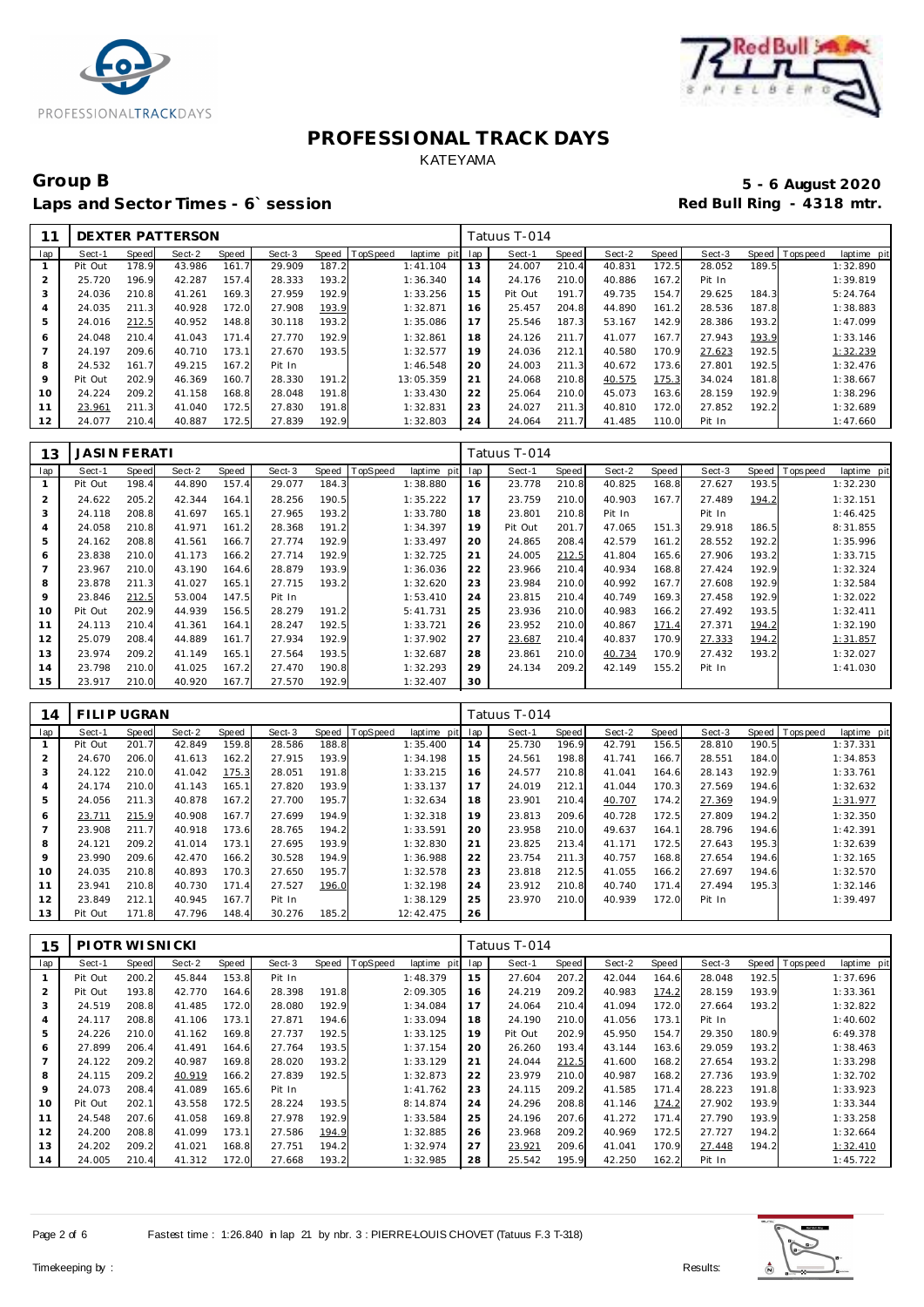# PROFESSIONAL TRACK DAYS

KATEYAMA

## Group B

**Laps and Sector Times - 6` session**

**5 - 6 August 2020**

**Red Bull Ring - 4318 mtr.**

| 11 | DEXTER PATTERSON | | | | | | | | Tatuus T-014 | | | | | | | | | |
|---|---|---|---|---|---|---|---|---|---|---|---|---|---|---|---|---|---|---|
| lap | Sect-1 | Speed | Sect-2 | Speed | Sect-3 | Speed | TopSpeed | laptime pit | lap | Sect-1 | Speed | Sect-2 | Speed | Sect-3 | Speed | Topspeed | laptime pit |
| 1 | Pit Out | 178.9 | 43.986 | 161.7 | 29.909 | 187.2 | | 1:41.104 | 13 | 24.007 | 210.4 | 40.831 | 172.5 | 28.052 | 189.5 | | 1:32.890 |
| 2 | 25.720 | 196.9 | 42.287 | 157.4 | 28.333 | 193.2 | | 1:36.340 | 14 | 24.176 | 210.0 | 40.886 | 167.2 | Pit In | | | 1:39.819 |
| 3 | 24.036 | 210.8 | 41.261 | 169.3 | 27.959 | 192.9 | | 1:33.256 | 15 | Pit Out | 191.7 | 49.735 | 154.7 | 29.625 | 184.3 | | 5:24.764 |
| 4 | 24.035 | 211.3 | 40.928 | 172.0 | 27.908 | 193.9 | | 1:32.871 | 16 | 25.457 | 204.8 | 44.890 | 161.2 | 28.536 | 187.8 | | 1:38.883 |
| 5 | 24.016 | 212.5 | 40.952 | 148.8 | 30.118 | 193.2 | | 1:35.086 | 17 | 25.546 | 187.3 | 53.167 | 142.9 | 28.386 | 193.2 | | 1:47.099 |
| 6 | 24.048 | 210.4 | 41.043 | 171.4 | 27.770 | 192.9 | | 1:32.861 | 18 | 24.126 | 211.7 | 41.077 | 167.7 | 27.943 | 193.9 | | 1:33.146 |
| 7 | 24.197 | 209.6 | 40.710 | 173.1 | 27.670 | 193.5 | | 1:32.577 | 19 | 24.036 | 212.1 | 40.580 | 170.9 | 27.623 | 192.5 | | 1:32.239 |
| 8 | 24.532 | 161.7 | 49.215 | 167.2 | Pit In | | | 1:46.548 | 20 | 24.003 | 211.3 | 40.672 | 173.6 | 27.801 | 192.5 | | 1:32.476 |
| 9 | Pit Out | 202.9 | 46.369 | 160.7 | 28.330 | 191.2 | | 13:05.359 | 21 | 24.068 | 210.8 | 40.575 | 175.3 | 34.024 | 181.8 | | 1:38.667 |
| 10 | 24.224 | 209.2 | 41.158 | 168.8 | 28.048 | 191.8 | | 1:33.430 | 22 | 25.064 | 210.0 | 45.073 | 163.6 | 28.159 | 192.9 | | 1:38.296 |
| 11 | 23.961 | 211.3 | 41.040 | 172.5 | 27.830 | 191.8 | | 1:32.831 | 23 | 24.027 | 211.3 | 40.810 | 172.0 | 27.852 | 192.2 | | 1:32.689 |
| 12 | 24.077 | 210.4 | 40.887 | 172.5 | 27.839 | 192.9 | | 1:32.803 | 24 | 24.064 | 211.7 | 41.485 | 110.0 | Pit In | | | 1:47.660 |

| 13 | JASIN FERATI | | | | | | | | Tatuus T-014 | | | | | | | | | |
|---|---|---|---|---|---|---|---|---|---|---|---|---|---|---|---|---|---|---|
| lap | Sect-1 | Speed | Sect-2 | Speed | Sect-3 | Speed | TopSpeed | laptime pit | lap | Sect-1 | Speed | Sect-2 | Speed | Sect-3 | Speed | Topspeed | laptime pit |
| 1 | Pit Out | 198.4 | 44.890 | 157.4 | 29.077 | 184.3 | | 1:38.880 | 16 | 23.778 | 210.8 | 40.825 | 168.8 | 27.627 | 193.5 | | 1:32.230 |
| 2 | 24.622 | 205.2 | 42.344 | 164.1 | 28.256 | 190.5 | | 1:35.222 | 17 | 23.759 | 210.0 | 40.903 | 167.7 | 27.489 | 194.2 | | 1:32.151 |
| 3 | 24.118 | 208.8 | 41.697 | 165.1 | 27.965 | 193.2 | | 1:33.780 | 18 | 23.801 | 210.8 | Pit In | | Pit In | | | 1:46.425 |
| 4 | 24.058 | 210.8 | 41.971 | 161.2 | 28.368 | 191.2 | | 1:34.397 | 19 | Pit Out | 201.7 | 47.065 | 151.3 | 29.918 | 186.5 | | 8:31.855 |
| 5 | 24.162 | 208.8 | 41.561 | 166.7 | 27.774 | 192.9 | | 1:33.497 | 20 | 24.865 | 208.4 | 42.579 | 161.2 | 28.552 | 192.2 | | 1:35.996 |
| 6 | 23.838 | 210.0 | 41.173 | 166.2 | 27.714 | 192.9 | | 1:32.725 | 21 | 24.005 | 212.5 | 41.804 | 165.6 | 27.906 | 193.2 | | 1:33.715 |
| 7 | 23.967 | 210.0 | 43.190 | 164.6 | 28.879 | 193.9 | | 1:36.036 | 22 | 23.966 | 210.4 | 40.934 | 168.8 | 27.424 | 192.9 | | 1:32.324 |
| 8 | 23.878 | 211.3 | 41.027 | 165.1 | 27.715 | 193.2 | | 1:32.620 | 23 | 23.984 | 210.0 | 40.992 | 167.7 | 27.608 | 192.9 | | 1:32.584 |
| 9 | 23.846 | 212.5 | 53.004 | 147.5 | Pit In | | | 1:53.410 | 24 | 23.815 | 210.4 | 40.749 | 169.3 | 27.458 | 192.9 | | 1:32.022 |
| 10 | Pit Out | 202.9 | 44.939 | 156.5 | 28.279 | 191.2 | | 5:41.731 | 25 | 23.936 | 210.0 | 40.983 | 166.2 | 27.492 | 193.5 | | 1:32.411 |
| 11 | 24.113 | 210.4 | 41.361 | 164.1 | 28.247 | 192.5 | | 1:33.721 | 26 | 23.952 | 210.0 | 40.867 | 171.4 | 27.371 | 194.2 | | 1:32.190 |
| 12 | 25.079 | 208.4 | 44.889 | 161.7 | 27.934 | 192.9 | | 1:37.902 | 27 | 23.687 | 210.4 | 40.837 | 170.9 | 27.333 | 194.2 | | 1:31.857 |
| 13 | 23.974 | 209.2 | 41.149 | 165.1 | 27.564 | 193.5 | | 1:32.687 | 28 | 23.861 | 210.0 | 40.734 | 170.9 | 27.432 | 193.2 | | 1:32.027 |
| 14 | 23.798 | 210.0 | 41.025 | 167.2 | 27.470 | 190.8 | | 1:32.293 | 29 | 24.134 | 209.2 | 42.149 | 155.2 | Pit In | | | 1:41.030 |
| 15 | 23.917 | 210.0 | 40.920 | 167.7 | 27.570 | 192.9 | | 1:32.407 | 30 | | | | | | | | |

| 14 | FILIP UGRAN | | | | | | | | Tatuus T-014 | | | | | | | | | |
|---|---|---|---|---|---|---|---|---|---|---|---|---|---|---|---|---|---|---|
| lap | Sect-1 | Speed | Sect-2 | Speed | Sect-3 | Speed | TopSpeed | laptime pit | lap | Sect-1 | Speed | Sect-2 | Speed | Sect-3 | Speed | Topspeed | laptime pit |
| 1 | Pit Out | 201.7 | 42.849 | 159.8 | 28.586 | 188.8 | | 1:35.400 | 14 | 25.730 | 196.9 | 42.791 | 156.5 | 28.810 | 190.5 | | 1:37.331 |
| 2 | 24.670 | 206.0 | 41.613 | 162.2 | 27.915 | 193.9 | | 1:34.198 | 15 | 24.561 | 198.8 | 41.741 | 166.7 | 28.551 | 184.0 | | 1:34.853 |
| 3 | 24.122 | 210.0 | 41.042 | 175.3 | 28.051 | 191.8 | | 1:33.215 | 16 | 24.577 | 210.8 | 41.041 | 164.6 | 28.143 | 192.9 | | 1:33.761 |
| 4 | 24.174 | 210.0 | 41.143 | 165.1 | 27.820 | 193.9 | | 1:33.137 | 17 | 24.019 | 212.1 | 41.044 | 170.3 | 27.569 | 194.6 | | 1:32.632 |
| 5 | 24.056 | 211.3 | 40.878 | 167.2 | 27.700 | 195.7 | | 1:32.634 | 18 | 23.901 | 210.4 | 40.707 | 174.2 | 27.369 | 194.9 | | 1:31.977 |
| 6 | 23.711 | 215.9 | 40.908 | 167.7 | 27.699 | 194.9 | | 1:32.318 | 19 | 23.813 | 209.6 | 40.728 | 172.5 | 27.809 | 194.2 | | 1:32.350 |
| 7 | 23.908 | 211.7 | 40.918 | 173.6 | 28.765 | 194.2 | | 1:33.591 | 20 | 23.958 | 210.0 | 49.637 | 164.1 | 28.796 | 194.6 | | 1:42.391 |
| 8 | 24.121 | 209.2 | 41.014 | 173.1 | 27.695 | 193.9 | | 1:32.830 | 21 | 23.825 | 213.4 | 41.171 | 172.5 | 27.643 | 195.3 | | 1:32.639 |
| 9 | 23.990 | 209.6 | 42.470 | 166.2 | 30.528 | 194.9 | | 1:36.988 | 22 | 23.754 | 211.3 | 40.757 | 168.8 | 27.654 | 194.6 | | 1:32.165 |
| 10 | 24.035 | 210.8 | 40.893 | 170.3 | 27.650 | 195.7 | | 1:32.578 | 23 | 23.818 | 212.5 | 41.055 | 166.2 | 27.697 | 194.6 | | 1:32.570 |
| 11 | 23.941 | 210.8 | 40.730 | 171.4 | 27.527 | 196.0 | | 1:32.198 | 24 | 23.912 | 210.8 | 40.740 | 171.4 | 27.494 | 195.3 | | 1:32.146 |
| 12 | 23.849 | 212.1 | 40.945 | 167.7 | Pit In | | | 1:38.129 | 25 | 23.970 | 210.0 | 40.939 | 172.0 | Pit In | | | 1:39.497 |
| 13 | Pit Out | 171.8 | 47.796 | 148.4 | 30.276 | 185.2 | | 12:42.475 | 26 | | | | | | | | |

| 15 | PIOTR WISNICKI | | | | | | | | Tatuus T-014 | | | | | | | | | |
|---|---|---|---|---|---|---|---|---|---|---|---|---|---|---|---|---|---|---|
| lap | Sect-1 | Speed | Sect-2 | Speed | Sect-3 | Speed | TopSpeed | laptime pit | lap | Sect-1 | Speed | Sect-2 | Speed | Sect-3 | Speed | Topspeed | laptime pit |
| 1 | Pit Out | 200.2 | 45.844 | 153.8 | Pit In | | | 1:48.379 | 15 | 27.604 | 207.2 | 42.044 | 164.6 | 28.048 | 192.5 | | 1:37.696 |
| 2 | Pit Out | 193.8 | 42.770 | 164.6 | 28.398 | 191.8 | | 2:09.305 | 16 | 24.219 | 209.2 | 40.983 | 174.2 | 28.159 | 193.9 | | 1:33.361 |
| 3 | 24.519 | 208.8 | 41.485 | 172.0 | 28.080 | 192.9 | | 1:34.084 | 17 | 24.064 | 210.4 | 41.094 | 172.0 | 27.664 | 193.2 | | 1:32.822 |
| 4 | 24.117 | 208.8 | 41.106 | 173.1 | 27.871 | 194.6 | | 1:33.094 | 18 | 24.190 | 210.0 | 41.056 | 173.1 | Pit In | | | 1:40.602 |
| 5 | 24.226 | 210.0 | 41.162 | 169.8 | 27.737 | 192.5 | | 1:33.125 | 19 | Pit Out | 202.9 | 45.950 | 154.7 | 29.350 | 180.9 | | 6:49.378 |
| 6 | 27.899 | 206.4 | 41.491 | 164.6 | 27.764 | 193.5 | | 1:37.154 | 20 | 26.260 | 193.4 | 43.144 | 163.6 | 29.059 | 193.2 | | 1:38.463 |
| 7 | 24.122 | 209.2 | 40.987 | 169.8 | 28.020 | 193.2 | | 1:33.129 | 21 | 24.044 | 212.5 | 41.600 | 168.2 | 27.654 | 193.2 | | 1:33.298 |
| 8 | 24.115 | 209.2 | 40.919 | 166.2 | 27.839 | 192.5 | | 1:32.873 | 22 | 23.979 | 210.0 | 40.987 | 168.2 | 27.736 | 193.9 | | 1:32.702 |
| 9 | 24.073 | 208.4 | 41.089 | 165.6 | Pit In | | | 1:41.762 | 23 | 24.115 | 209.2 | 41.585 | 171.4 | 28.223 | 191.8 | | 1:33.923 |
| 10 | Pit Out | 202.1 | 43.558 | 172.5 | 28.224 | 193.5 | | 8:14.874 | 24 | 24.296 | 208.8 | 41.146 | 174.2 | 27.902 | 193.9 | | 1:33.344 |
| 11 | 24.548 | 207.6 | 41.058 | 169.8 | 27.978 | 192.9 | | 1:33.584 | 25 | 24.196 | 207.6 | 41.272 | 171.4 | 27.790 | 193.9 | | 1:33.258 |
| 12 | 24.200 | 208.8 | 41.099 | 173.1 | 27.586 | 194.9 | | 1:32.885 | 26 | 23.968 | 209.2 | 40.969 | 172.5 | 27.727 | 194.2 | | 1:32.664 |
| 13 | 24.202 | 209.2 | 41.021 | 168.8 | 27.751 | 194.2 | | 1:32.974 | 27 | 23.921 | 209.6 | 41.041 | 170.9 | 27.448 | 194.2 | | 1:32.410 |
| 14 | 24.005 | 210.4 | 41.312 | 172.0 | 27.668 | 193.2 | | 1:32.985 | 28 | 25.542 | 195.9 | 42.250 | 162.2 | Pit In | | | 1:45.722 |

Fastest time : 1:26.840 in lap 21 by nbr. 3 : PIERRE-LOUIS CHOVET (Tatuus F.3 T-318)

Timekeeping by : Results: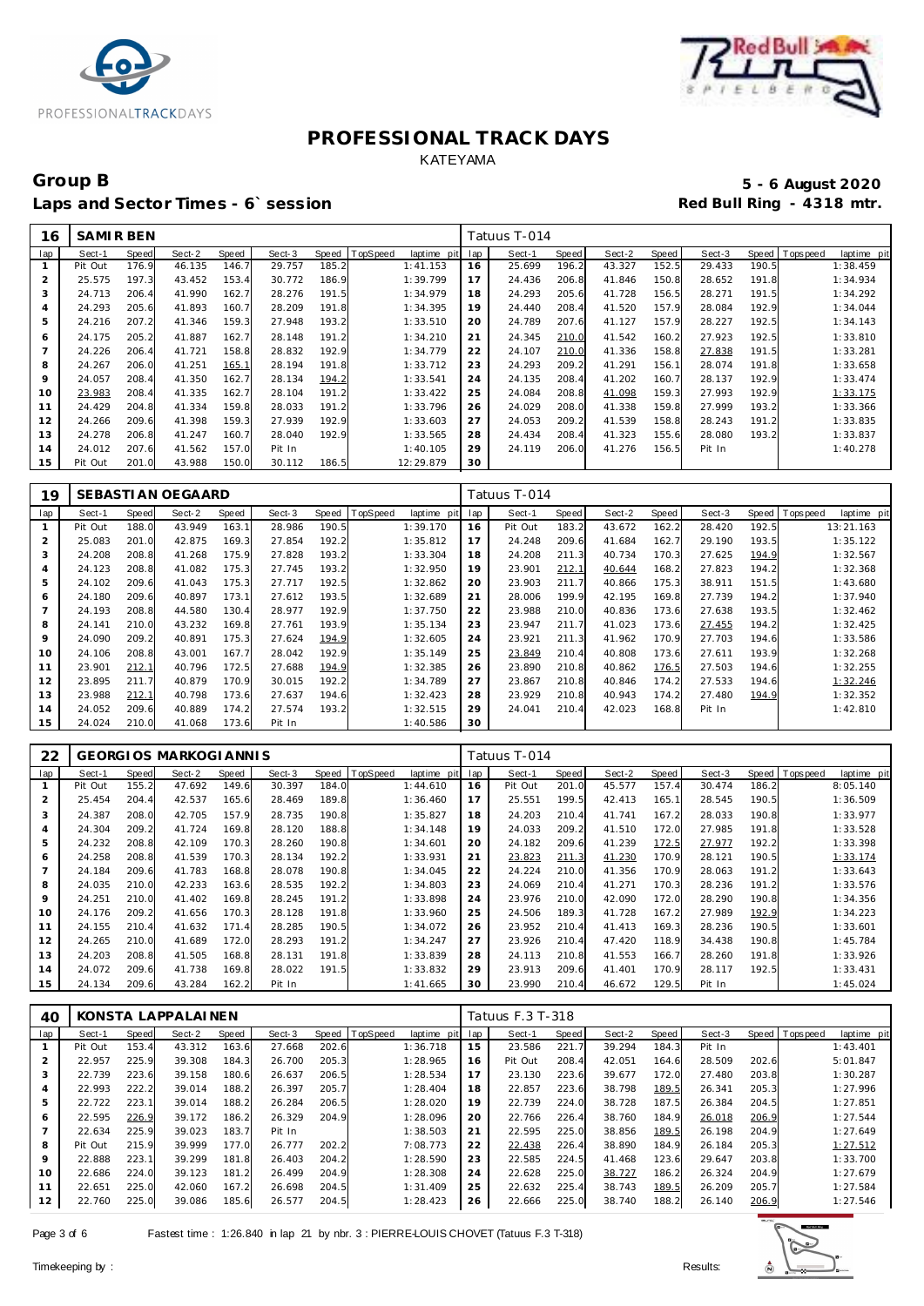# PROFESSIONAL TRACK DAYS

KATEYAMA

## Group B

**5 - 6 August 2020**

**Laps and Sector Times - 6` session**

**Red Bull Ring - 4318 mtr.**

| 16 | SAMIR BEN | | | | | | | | Tatuus T-014 | | | | | | | | |
|---|---|---|---|---|---|---|---|---|---|---|---|---|---|---|---|---|---|
| lap | Sect-1 | Speed | Sect-2 | Speed | Sect-3 | Speed | TopSpeed | laptime pit | lap | Sect-1 | Speed | Sect-2 | Speed | Sect-3 | Speed | Topspeed | laptime pit |
| 1 | Pit Out | 176.9 | 46.135 | 146.7 | 29.757 | 185.2 | | 1:41.153 | 16 | 25.699 | 196.2 | 43.327 | 152.5 | 29.433 | 190.5 | | 1:38.459 |
| 2 | 25.575 | 197.3 | 43.452 | 153.4 | 30.772 | 186.9 | | 1:39.799 | 17 | 24.436 | 206.8 | 41.846 | 150.8 | 28.652 | 191.8 | | 1:34.934 |
| 3 | 24.713 | 206.4 | 41.990 | 162.7 | 28.276 | 191.5 | | 1:34.979 | 18 | 24.293 | 205.6 | 41.728 | 156.5 | 28.271 | 191.5 | | 1:34.292 |
| 4 | 24.293 | 205.6 | 41.893 | 160.7 | 28.209 | 191.8 | | 1:34.395 | 19 | 24.440 | 208.4 | 41.520 | 157.9 | 28.084 | 192.9 | | 1:34.044 |
| 5 | 24.216 | 207.2 | 41.346 | 159.3 | 27.948 | 193.2 | | 1:33.510 | 20 | 24.789 | 207.6 | 41.127 | 157.9 | 28.227 | 192.5 | | 1:34.143 |
| 6 | 24.175 | 205.2 | 41.887 | 162.7 | 28.148 | 191.2 | | 1:34.210 | 21 | 24.345 | 210.0 | 41.542 | 160.2 | 27.923 | 192.5 | | 1:33.810 |
| 7 | 24.226 | 206.4 | 41.721 | 158.8 | 28.832 | 192.9 | | 1:34.779 | 22 | 24.107 | 210.0 | 41.336 | 158.8 | 27.838 | 191.5 | | 1:33.281 |
| 8 | 24.267 | 206.0 | 41.251 | 165.1 | 28.194 | 191.8 | | 1:33.712 | 23 | 24.293 | 209.2 | 41.291 | 156.1 | 28.074 | 191.8 | | 1:33.658 |
| 9 | 24.057 | 208.4 | 41.350 | 162.7 | 28.134 | 194.2 | | 1:33.541 | 24 | 24.135 | 208.4 | 41.202 | 160.7 | 28.137 | 192.9 | | 1:33.474 |
| 10 | 23.983 | 208.4 | 41.335 | 162.7 | 28.104 | 191.2 | | 1:33.422 | 25 | 24.084 | 208.8 | 41.098 | 159.3 | 27.993 | 192.9 | | 1:33.175 |
| 11 | 24.429 | 204.8 | 41.334 | 159.8 | 28.033 | 191.2 | | 1:33.796 | 26 | 24.029 | 208.0 | 41.338 | 159.8 | 27.999 | 193.2 | | 1:33.366 |
| 12 | 24.266 | 209.6 | 41.398 | 159.3 | 27.939 | 192.9 | | 1:33.603 | 27 | 24.053 | 209.2 | 41.539 | 158.8 | 28.243 | 191.2 | | 1:33.835 |
| 13 | 24.278 | 206.8 | 41.247 | 160.7 | 28.040 | 192.9 | | 1:33.565 | 28 | 24.434 | 208.4 | 41.323 | 155.6 | 28.080 | 193.2 | | 1:33.837 |
| 14 | 24.012 | 207.6 | 41.562 | 157.0 | Pit In | | | 1:40.105 | 29 | 24.119 | 206.0 | 41.276 | 156.5 | Pit In | | | 1:40.278 |
| 15 | Pit Out | 201.0 | 43.988 | 150.0 | 30.112 | 186.5 | | 12:29.879 | 30 | | | | | | | | |

| 19 | SEBASTIAN OEGAARD | | | | | | | | Tatuus T-014 | | | | | | | | |
|---|---|---|---|---|---|---|---|---|---|---|---|---|---|---|---|---|---|
| lap | Sect-1 | Speed | Sect-2 | Speed | Sect-3 | Speed | TopSpeed | laptime pit | lap | Sect-1 | Speed | Sect-2 | Speed | Sect-3 | Speed | Topspeed | laptime pit |
| 1 | Pit Out | 188.0 | 43.949 | 163.1 | 28.986 | 190.5 | | 1:39.170 | 16 | Pit Out | 183.2 | 43.672 | 162.2 | 28.420 | 192.5 | | 13:21.163 |
| 2 | 25.083 | 201.0 | 42.875 | 169.3 | 27.854 | 192.2 | | 1:35.812 | 17 | 24.248 | 209.6 | 41.684 | 162.7 | 29.190 | 193.5 | | 1:35.122 |
| 3 | 24.208 | 208.8 | 41.268 | 175.9 | 27.828 | 193.2 | | 1:33.304 | 18 | 24.208 | 211.3 | 40.734 | 170.3 | 27.625 | 194.9 | | 1:32.567 |
| 4 | 24.123 | 208.8 | 41.082 | 175.3 | 27.745 | 193.2 | | 1:32.950 | 19 | 23.901 | 212.1 | 40.644 | 168.2 | 27.823 | 194.2 | | 1:32.368 |
| 5 | 24.102 | 209.6 | 41.043 | 175.3 | 27.717 | 192.5 | | 1:32.862 | 20 | 23.903 | 211.7 | 40.866 | 175.3 | 38.911 | 151.5 | | 1:43.680 |
| 6 | 24.180 | 209.6 | 40.897 | 173.1 | 27.612 | 193.5 | | 1:32.689 | 21 | 28.006 | 199.9 | 42.195 | 169.8 | 27.739 | 194.2 | | 1:37.940 |
| 7 | 24.193 | 208.8 | 44.580 | 130.4 | 28.977 | 192.9 | | 1:37.750 | 22 | 23.988 | 210.0 | 40.836 | 173.6 | 27.638 | 193.5 | | 1:32.462 |
| 8 | 24.141 | 210.0 | 43.232 | 169.8 | 27.761 | 193.9 | | 1:35.134 | 23 | 23.947 | 211.7 | 41.023 | 173.6 | 27.455 | 194.2 | | 1:32.425 |
| 9 | 24.090 | 209.2 | 40.891 | 175.3 | 27.624 | 194.9 | | 1:32.605 | 24 | 23.921 | 211.3 | 41.962 | 170.9 | 27.703 | 194.6 | | 1:33.586 |
| 10 | 24.106 | 208.8 | 43.001 | 167.7 | 28.042 | 192.9 | | 1:35.149 | 25 | 23.849 | 210.4 | 40.808 | 173.6 | 27.611 | 193.9 | | 1:32.268 |
| 11 | 23.901 | 212.1 | 40.796 | 172.5 | 27.688 | 194.9 | | 1:32.385 | 26 | 23.890 | 210.8 | 40.862 | 176.5 | 27.503 | 194.6 | | 1:32.255 |
| 12 | 23.895 | 211.7 | 40.879 | 170.9 | 30.015 | 192.2 | | 1:34.789 | 27 | 23.867 | 210.8 | 40.846 | 174.2 | 27.533 | 194.6 | | 1:32.246 |
| 13 | 23.988 | 212.1 | 40.798 | 173.6 | 27.637 | 194.6 | | 1:32.423 | 28 | 23.929 | 210.8 | 40.943 | 174.2 | 27.480 | 194.9 | | 1:32.352 |
| 14 | 24.052 | 209.6 | 40.889 | 174.2 | 27.574 | 193.2 | | 1:32.515 | 29 | 24.041 | 210.4 | 42.023 | 168.8 | Pit In | | | 1:42.810 |
| 15 | 24.024 | 210.0 | 41.068 | 173.6 | Pit In | | | 1:40.586 | 30 | | | | | | | | |

| 22 | GEORGIOS MARKOGIANNIS | | | | | | | | Tatuus T-014 | | | | | | | | |
|---|---|---|---|---|---|---|---|---|---|---|---|---|---|---|---|---|---|
| lap | Sect-1 | Speed | Sect-2 | Speed | Sect-3 | Speed | TopSpeed | laptime pit | lap | Sect-1 | Speed | Sect-2 | Speed | Sect-3 | Speed | Topspeed | laptime pit |
| 1 | Pit Out | 155.2 | 47.692 | 149.6 | 30.397 | 184.0 | | 1:44.610 | 16 | Pit Out | 201.0 | 45.577 | 157.4 | 30.474 | 186.2 | | 8:05.140 |
| 2 | 25.454 | 204.4 | 42.537 | 165.6 | 28.469 | 189.8 | | 1:36.460 | 17 | 25.551 | 199.5 | 42.413 | 165.1 | 28.545 | 190.5 | | 1:36.509 |
| 3 | 24.387 | 208.0 | 42.705 | 157.9 | 28.735 | 190.8 | | 1:35.827 | 18 | 24.203 | 210.4 | 41.741 | 167.2 | 28.033 | 190.8 | | 1:33.977 |
| 4 | 24.304 | 209.2 | 41.724 | 169.8 | 28.120 | 188.8 | | 1:34.148 | 19 | 24.033 | 209.2 | 41.510 | 172.0 | 27.985 | 191.8 | | 1:33.528 |
| 5 | 24.232 | 208.8 | 42.109 | 170.3 | 28.260 | 190.8 | | 1:34.601 | 20 | 24.182 | 209.6 | 41.239 | 172.5 | 27.977 | 192.2 | | 1:33.398 |
| 6 | 24.258 | 208.8 | 41.539 | 170.3 | 28.134 | 192.2 | | 1:33.931 | 21 | 23.823 | 211.3 | 41.230 | 170.9 | 28.121 | 190.5 | | 1:33.174 |
| 7 | 24.184 | 209.6 | 41.783 | 168.8 | 28.078 | 190.8 | | 1:34.045 | 22 | 24.224 | 210.0 | 41.356 | 170.9 | 28.063 | 191.2 | | 1:33.643 |
| 8 | 24.035 | 210.0 | 42.233 | 163.6 | 28.535 | 192.2 | | 1:34.803 | 23 | 24.069 | 210.4 | 41.271 | 170.3 | 28.236 | 191.2 | | 1:33.576 |
| 9 | 24.251 | 210.0 | 41.402 | 169.8 | 28.245 | 191.2 | | 1:33.898 | 24 | 23.976 | 210.0 | 42.090 | 172.0 | 28.290 | 190.8 | | 1:34.356 |
| 10 | 24.176 | 209.2 | 41.656 | 170.3 | 28.128 | 191.8 | | 1:33.960 | 25 | 24.506 | 189.3 | 41.728 | 167.2 | 27.989 | 192.9 | | 1:34.223 |
| 11 | 24.155 | 210.4 | 41.632 | 171.4 | 28.285 | 190.5 | | 1:34.072 | 26 | 23.952 | 210.4 | 41.413 | 169.3 | 28.236 | 190.5 | | 1:33.601 |
| 12 | 24.265 | 210.0 | 41.689 | 172.0 | 28.293 | 191.2 | | 1:34.247 | 27 | 23.926 | 210.4 | 47.420 | 118.9 | 34.438 | 190.8 | | 1:45.784 |
| 13 | 24.203 | 208.8 | 41.505 | 168.8 | 28.131 | 191.8 | | 1:33.839 | 28 | 24.113 | 210.8 | 41.553 | 166.7 | 28.260 | 191.8 | | 1:33.926 |
| 14 | 24.072 | 209.6 | 41.738 | 169.8 | 28.022 | 191.5 | | 1:33.832 | 29 | 23.913 | 209.6 | 41.401 | 170.9 | 28.117 | 192.5 | | 1:33.431 |
| 15 | 24.134 | 209.6 | 43.284 | 162.2 | Pit In | | | 1:41.665 | 30 | 23.990 | 210.4 | 46.672 | 129.5 | Pit In | | | 1:45.024 |

| 40 | KONSTA LAPPALAINEN | | | | | | | | Tatuus F.3 T-318 | | | | | | | | |
|---|---|---|---|---|---|---|---|---|---|---|---|---|---|---|---|---|---|
| lap | Sect-1 | Speed | Sect-2 | Speed | Sect-3 | Speed | TopSpeed | laptime pit | lap | Sect-1 | Speed | Sect-2 | Speed | Sect-3 | Speed | Topspeed | laptime pit |
| 1 | Pit Out | 153.4 | 43.312 | 163.6 | 27.668 | 202.6 | | 1:36.718 | 15 | 23.586 | 221.7 | 39.294 | 184.3 | Pit In | | | 1:43.401 |
| 2 | 22.957 | 225.9 | 39.308 | 184.3 | 26.700 | 205.3 | | 1:28.965 | 16 | Pit Out | 208.4 | 42.051 | 164.6 | 28.509 | 202.6 | | 5:01.847 |
| 3 | 22.739 | 223.6 | 39.158 | 180.6 | 26.637 | 206.5 | | 1:28.534 | 17 | 23.130 | 223.6 | 39.677 | 172.0 | 27.480 | 203.8 | | 1:30.287 |
| 4 | 22.993 | 222.2 | 39.014 | 188.2 | 26.397 | 205.7 | | 1:28.404 | 18 | 22.857 | 223.6 | 38.798 | 189.5 | 26.341 | 205.3 | | 1:27.996 |
| 5 | 22.722 | 223.1 | 39.014 | 188.2 | 26.284 | 206.5 | | 1:28.020 | 19 | 22.739 | 224.0 | 38.728 | 187.5 | 26.384 | 204.5 | | 1:27.851 |
| 6 | 22.595 | 226.9 | 39.172 | 186.2 | 26.329 | 204.9 | | 1:28.096 | 20 | 22.766 | 226.4 | 38.760 | 184.9 | 26.018 | 206.9 | | 1:27.544 |
| 7 | 22.634 | 225.9 | 39.023 | 183.7 | Pit In | | | 1:38.503 | 21 | 22.595 | 225.0 | 38.856 | 189.5 | 26.198 | 204.9 | | 1:27.649 |
| 8 | Pit Out | 215.9 | 39.999 | 177.0 | 26.777 | 202.2 | | 7:08.773 | 22 | 22.438 | 226.4 | 38.890 | 184.9 | 26.184 | 205.3 | | 1:27.512 |
| 9 | 22.888 | 223.1 | 39.299 | 181.8 | 26.403 | 204.2 | | 1:28.590 | 23 | 22.585 | 224.5 | 41.468 | 123.6 | 29.647 | 203.8 | | 1:33.700 |
| 10 | 22.686 | 224.0 | 39.123 | 181.2 | 26.499 | 204.9 | | 1:28.308 | 24 | 22.628 | 225.0 | 38.727 | 186.2 | 26.324 | 204.9 | | 1:27.679 |
| 11 | 22.651 | 225.0 | 42.060 | 167.2 | 26.698 | 204.5 | | 1:31.409 | 25 | 22.632 | 225.4 | 38.743 | 189.5 | 26.209 | 205.7 | | 1:27.584 |
| 12 | 22.760 | 225.0 | 39.086 | 185.6 | 26.577 | 204.5 | | 1:28.423 | 26 | 22.666 | 225.0 | 38.740 | 188.2 | 26.140 | 206.9 | | 1:27.546 |

Fastest time : 1:26.840 in lap 21 by nbr. 3 : PIERRE-LOUIS CHOVET (Tatuus F.3 T-318)

Timekeeping by : Results: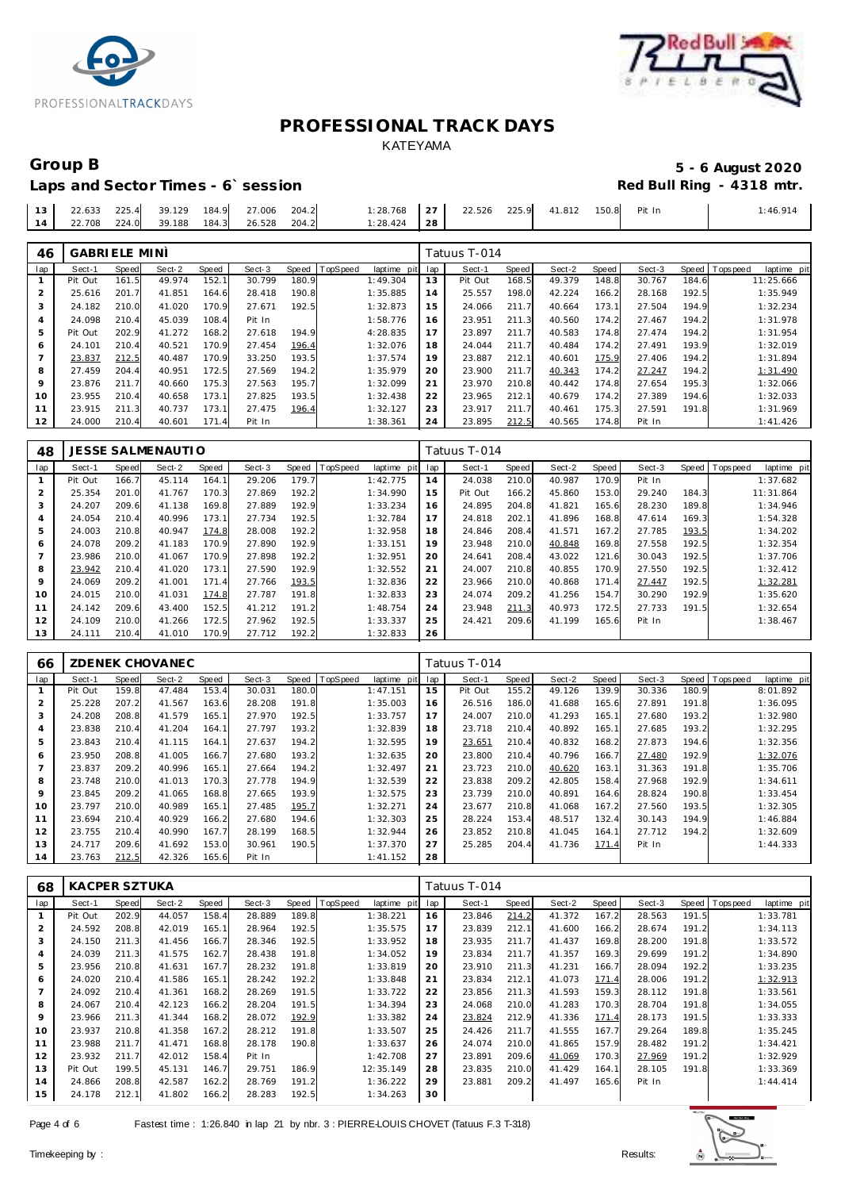# PROFESSIONAL TRACK DAYS

KATEYAMA

## Group B

**5 - 6 August 2020**

**Laps and Sector Times - 6` session**

**Red Bull Ring - 4318 mtr.**

| lap | Sect-1 | Speed | Sect-2 | Speed | Sect-3 | Speed | TopSpeed | laptime pit | lap | Sect-1 | Speed | Sect-2 | Speed | Sect-3 | Speed | Topspeed | laptime pit |
|---|---|---|---|---|---|---|---|---|---|---|---|---|---|---|---|---|---|
| 13 | 22.633 | 225.4 | 39.129 | 184.9 | 27.006 | 204.2 | | 1:28.768 | 27 | 22.526 | 225.9 | 41.812 | 150.8 | Pit In | | | 1:46.914 |
| 14 | 22.708 | 224.0 | 39.188 | 184.3 | 26.528 | 204.2 | | 1:28.424 | 28 | | | | | | | | |

### 46 GABRIELE MINÌ — Tatuus T-014

| lap | Sect-1 | Speed | Sect-2 | Speed | Sect-3 | Speed | TopSpeed | laptime pit | lap | Sect-1 | Speed | Sect-2 | Speed | Sect-3 | Speed | Topspeed | laptime pit |
|---|---|---|---|---|---|---|---|---|---|---|---|---|---|---|---|---|---|
| 1 | Pit Out | 161.5 | 49.974 | 152.1 | 30.799 | 180.9 | | 1:49.304 | 13 | Pit Out | 168.5 | 49.379 | 148.8 | 30.767 | 184.6 | | 11:25.666 |
| 2 | 25.616 | 201.7 | 41.851 | 164.6 | 28.418 | 190.8 | | 1:35.885 | 14 | 25.557 | 198.0 | 42.224 | 166.2 | 28.168 | 192.5 | | 1:35.949 |
| 3 | 24.182 | 210.0 | 41.020 | 170.9 | 27.671 | 192.5 | | 1:32.873 | 15 | 24.066 | 211.7 | 40.664 | 173.1 | 27.504 | 194.9 | | 1:32.234 |
| 4 | 24.098 | 210.4 | 45.039 | 108.4 | Pit In | | | 1:58.776 | 16 | 23.951 | 211.3 | 40.560 | 174.2 | 27.467 | 194.2 | | 1:31.978 |
| 5 | Pit Out | 202.9 | 41.272 | 168.2 | 27.618 | 194.9 | | 4:28.835 | 17 | 23.897 | 211.7 | 40.583 | 174.8 | 27.474 | 194.2 | | 1:31.954 |
| 6 | 24.101 | 210.4 | 40.521 | 170.9 | 27.454 | 196.4 | | 1:32.076 | 18 | 24.044 | 211.7 | 40.484 | 174.2 | 27.491 | 193.9 | | 1:32.019 |
| 7 | 23.837 | 212.5 | 40.487 | 170.9 | 33.250 | 193.5 | | 1:37.574 | 19 | 23.887 | 212.1 | 40.601 | 175.9 | 27.406 | 194.2 | | 1:31.894 |
| 8 | 27.459 | 204.4 | 40.951 | 172.5 | 27.569 | 194.2 | | 1:35.979 | 20 | 23.900 | 211.7 | 40.343 | 174.2 | 27.247 | 194.2 | | 1:31.490 |
| 9 | 23.876 | 211.7 | 40.660 | 175.3 | 27.563 | 195.7 | | 1:32.099 | 21 | 23.970 | 210.8 | 40.442 | 174.8 | 27.654 | 195.3 | | 1:32.066 |
| 10 | 23.955 | 210.4 | 40.658 | 173.1 | 27.825 | 193.5 | | 1:32.438 | 22 | 23.965 | 212.1 | 40.679 | 174.2 | 27.389 | 194.6 | | 1:32.033 |
| 11 | 23.915 | 211.3 | 40.737 | 173.1 | 27.475 | 196.4 | | 1:32.127 | 23 | 23.917 | 211.7 | 40.461 | 175.3 | 27.591 | 191.8 | | 1:31.969 |
| 12 | 24.000 | 210.4 | 40.601 | 171.4 | Pit In | | | 1:38.361 | 24 | 23.895 | 212.5 | 40.565 | 174.8 | Pit In | | | 1:41.426 |

### 48 JESSE SALMENAUTIO — Tatuus T-014

| lap | Sect-1 | Speed | Sect-2 | Speed | Sect-3 | Speed | TopSpeed | laptime pit | lap | Sect-1 | Speed | Sect-2 | Speed | Sect-3 | Speed | Topspeed | laptime pit |
|---|---|---|---|---|---|---|---|---|---|---|---|---|---|---|---|---|---|
| 1 | Pit Out | 166.7 | 45.114 | 164.1 | 29.206 | 179.7 | | 1:42.775 | 14 | 24.038 | 210.0 | 40.987 | 170.9 | Pit In | | | 1:37.682 |
| 2 | 25.354 | 201.0 | 41.767 | 170.3 | 27.869 | 192.2 | | 1:34.990 | 15 | Pit Out | 166.2 | 45.860 | 153.0 | 29.240 | 184.3 | | 11:31.864 |
| 3 | 24.207 | 209.6 | 41.138 | 169.8 | 27.889 | 192.9 | | 1:33.234 | 16 | 24.895 | 204.8 | 41.821 | 165.6 | 28.230 | 189.8 | | 1:34.946 |
| 4 | 24.054 | 210.4 | 40.996 | 173.1 | 27.734 | 192.5 | | 1:32.784 | 17 | 24.818 | 202.1 | 41.896 | 168.8 | 47.614 | 169.3 | | 1:54.328 |
| 5 | 24.003 | 210.8 | 40.947 | 174.8 | 28.008 | 192.2 | | 1:32.958 | 18 | 24.846 | 208.4 | 41.571 | 167.2 | 27.785 | 193.5 | | 1:34.202 |
| 6 | 24.078 | 209.2 | 41.183 | 170.9 | 27.890 | 192.9 | | 1:33.151 | 19 | 23.948 | 210.0 | 40.848 | 169.8 | 27.558 | 192.5 | | 1:32.354 |
| 7 | 23.986 | 210.0 | 41.067 | 170.9 | 27.898 | 192.2 | | 1:32.951 | 20 | 24.641 | 208.4 | 43.022 | 121.6 | 30.043 | 192.5 | | 1:37.706 |
| 8 | 23.942 | 210.4 | 41.020 | 173.1 | 27.590 | 192.9 | | 1:32.552 | 21 | 24.007 | 210.8 | 40.855 | 170.9 | 27.550 | 192.5 | | 1:32.412 |
| 9 | 24.069 | 209.2 | 41.001 | 171.4 | 27.766 | 193.5 | | 1:32.836 | 22 | 23.966 | 210.0 | 40.868 | 171.4 | 27.447 | 192.5 | | 1:32.281 |
| 10 | 24.015 | 210.0 | 41.031 | 174.8 | 27.787 | 191.8 | | 1:32.833 | 23 | 24.074 | 209.2 | 41.256 | 154.7 | 30.290 | 192.9 | | 1:35.620 |
| 11 | 24.142 | 209.6 | 43.400 | 152.5 | 41.212 | 191.2 | | 1:48.754 | 24 | 23.948 | 211.3 | 40.973 | 172.5 | 27.733 | 191.5 | | 1:32.654 |
| 12 | 24.109 | 210.0 | 41.266 | 172.5 | 27.962 | 192.5 | | 1:33.337 | 25 | 24.421 | 209.6 | 41.199 | 165.6 | Pit In | | | 1:38.467 |
| 13 | 24.111 | 210.4 | 41.010 | 170.9 | 27.712 | 192.2 | | 1:32.833 | 26 | | | | | | | | |

### 66 ZDENEK CHOVANEC — Tatuus T-014

| lap | Sect-1 | Speed | Sect-2 | Speed | Sect-3 | Speed | TopSpeed | laptime pit | lap | Sect-1 | Speed | Sect-2 | Speed | Sect-3 | Speed | Topspeed | laptime pit |
|---|---|---|---|---|---|---|---|---|---|---|---|---|---|---|---|---|---|
| 1 | Pit Out | 159.8 | 47.484 | 153.4 | 30.031 | 180.0 | | 1:47.151 | 15 | Pit Out | 155.2 | 49.126 | 139.9 | 30.336 | 180.9 | | 8:01.892 |
| 2 | 25.228 | 207.2 | 41.567 | 163.6 | 28.208 | 191.8 | | 1:35.003 | 16 | 26.516 | 186.0 | 41.688 | 165.6 | 27.891 | 191.8 | | 1:36.095 |
| 3 | 24.208 | 208.8 | 41.579 | 165.1 | 27.970 | 192.5 | | 1:33.757 | 17 | 24.007 | 210.0 | 41.293 | 165.1 | 27.680 | 193.2 | | 1:32.980 |
| 4 | 23.838 | 210.4 | 41.204 | 164.1 | 27.797 | 193.2 | | 1:32.839 | 18 | 23.718 | 210.4 | 40.892 | 165.1 | 27.685 | 193.2 | | 1:32.295 |
| 5 | 23.843 | 210.4 | 41.115 | 164.1 | 27.637 | 194.2 | | 1:32.595 | 19 | 23.651 | 210.4 | 40.832 | 168.2 | 27.873 | 194.6 | | 1:32.356 |
| 6 | 23.950 | 208.8 | 41.005 | 166.7 | 27.680 | 193.2 | | 1:32.635 | 20 | 23.800 | 210.4 | 40.796 | 166.7 | 27.480 | 192.9 | | 1:32.076 |
| 7 | 23.837 | 209.2 | 40.996 | 165.1 | 27.664 | 194.2 | | 1:32.497 | 21 | 23.723 | 210.0 | 40.620 | 163.1 | 31.363 | 191.8 | | 1:35.706 |
| 8 | 23.748 | 210.0 | 41.013 | 170.3 | 27.778 | 194.9 | | 1:32.539 | 22 | 23.838 | 209.2 | 42.805 | 158.4 | 27.968 | 192.9 | | 1:34.611 |
| 9 | 23.845 | 209.2 | 41.065 | 168.8 | 27.665 | 193.9 | | 1:32.575 | 23 | 23.739 | 210.0 | 40.891 | 164.6 | 28.824 | 190.8 | | 1:33.454 |
| 10 | 23.797 | 210.0 | 40.989 | 165.1 | 27.485 | 195.7 | | 1:32.271 | 24 | 23.677 | 210.8 | 41.068 | 167.2 | 27.560 | 193.5 | | 1:32.305 |
| 11 | 23.694 | 210.4 | 40.929 | 166.2 | 27.680 | 194.6 | | 1:32.303 | 25 | 28.224 | 153.4 | 48.517 | 132.4 | 30.143 | 194.9 | | 1:46.884 |
| 12 | 23.755 | 210.4 | 40.990 | 167.7 | 28.199 | 168.5 | | 1:32.944 | 26 | 23.852 | 210.8 | 41.045 | 164.1 | 27.712 | 194.2 | | 1:32.609 |
| 13 | 24.717 | 209.6 | 41.692 | 153.0 | 30.961 | 190.5 | | 1:37.370 | 27 | 25.285 | 204.4 | 41.736 | 171.4 | Pit In | | | 1:44.333 |
| 14 | 23.763 | 212.5 | 42.326 | 165.6 | Pit In | | | 1:41.152 | 28 | | | | | | | | |

### 68 KACPER SZTUKA — Tatuus T-014

| lap | Sect-1 | Speed | Sect-2 | Speed | Sect-3 | Speed | TopSpeed | laptime pit | lap | Sect-1 | Speed | Sect-2 | Speed | Sect-3 | Speed | Topspeed | laptime pit |
|---|---|---|---|---|---|---|---|---|---|---|---|---|---|---|---|---|---|
| 1 | Pit Out | 202.9 | 44.057 | 158.4 | 28.889 | 189.8 | | 1:38.221 | 16 | 23.846 | 214.2 | 41.372 | 167.2 | 28.563 | 191.5 | | 1:33.781 |
| 2 | 24.592 | 208.8 | 42.019 | 165.1 | 28.964 | 192.5 | | 1:35.575 | 17 | 23.839 | 212.1 | 41.600 | 166.2 | 28.674 | 191.2 | | 1:34.113 |
| 3 | 24.150 | 211.3 | 41.456 | 166.7 | 28.346 | 192.5 | | 1:33.952 | 18 | 23.935 | 211.7 | 41.437 | 169.8 | 28.200 | 191.8 | | 1:33.572 |
| 4 | 24.039 | 211.3 | 41.575 | 162.7 | 28.438 | 191.8 | | 1:34.052 | 19 | 23.834 | 211.7 | 41.357 | 169.3 | 29.699 | 191.2 | | 1:34.890 |
| 5 | 23.956 | 210.8 | 41.631 | 167.7 | 28.232 | 191.8 | | 1:33.819 | 20 | 23.910 | 211.3 | 41.231 | 166.7 | 28.094 | 192.2 | | 1:33.235 |
| 6 | 24.020 | 210.4 | 41.586 | 165.1 | 28.242 | 192.5 | | 1:33.848 | 21 | 23.834 | 212.1 | 41.073 | 171.4 | 28.006 | 191.2 | | 1:32.913 |
| 7 | 24.092 | 210.4 | 41.361 | 168.2 | 28.269 | 191.5 | | 1:33.722 | 22 | 23.856 | 211.3 | 41.593 | 159.3 | 28.112 | 191.8 | | 1:33.561 |
| 8 | 24.067 | 210.4 | 42.123 | 166.2 | 28.204 | 191.5 | | 1:34.394 | 23 | 24.068 | 210.0 | 41.283 | 170.3 | 28.704 | 191.8 | | 1:34.055 |
| 9 | 23.966 | 211.3 | 41.344 | 168.2 | 28.072 | 192.9 | | 1:33.382 | 24 | 23.824 | 212.9 | 41.336 | 171.4 | 28.173 | 191.5 | | 1:33.333 |
| 10 | 23.937 | 210.8 | 41.358 | 167.2 | 28.212 | 191.8 | | 1:33.507 | 25 | 24.426 | 211.7 | 41.555 | 167.7 | 29.264 | 189.8 | | 1:35.245 |
| 11 | 23.988 | 211.7 | 41.471 | 168.8 | 28.178 | 190.8 | | 1:33.637 | 26 | 24.074 | 210.0 | 41.865 | 157.9 | 28.482 | 191.2 | | 1:34.421 |
| 12 | 23.932 | 211.7 | 42.012 | 158.4 | Pit In | | | 1:42.708 | 27 | 23.891 | 209.6 | 41.069 | 170.3 | 27.969 | 191.2 | | 1:32.929 |
| 13 | Pit Out | 199.5 | 45.131 | 146.7 | 29.751 | 186.9 | | 12:35.149 | 28 | 23.835 | 210.0 | 41.429 | 164.1 | 28.105 | 191.8 | | 1:33.369 |
| 14 | 24.866 | 208.8 | 42.587 | 162.2 | 28.769 | 191.2 | | 1:36.222 | 29 | 23.881 | 209.2 | 41.497 | 165.6 | Pit In | | | 1:44.414 |
| 15 | 24.178 | 212.1 | 41.802 | 166.2 | 28.283 | 192.5 | | 1:34.263 | 30 | | | | | | | | |

Fastest time : 1:26.840 in lap 21 by nbr. 3 : PIERRE-LOUIS CHOVET (Tatuus F.3 T-318)

Timekeeping by : Results: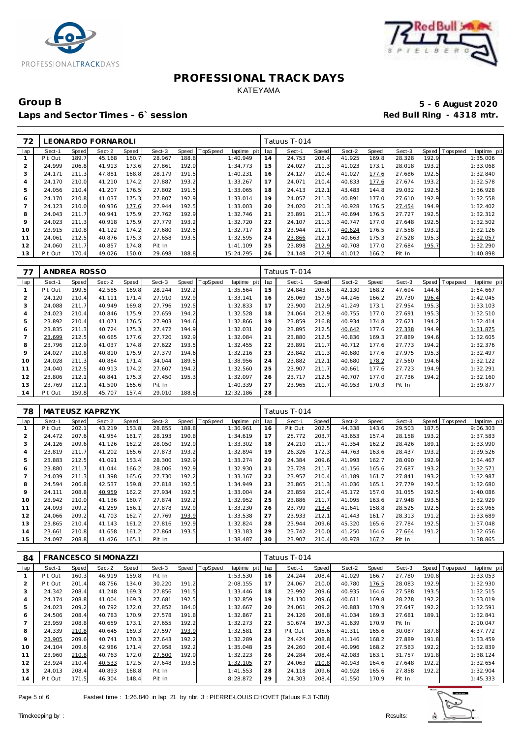# PROFESSIONAL TRACK DAYS

KATEYAMA

## Group B

**5 - 6 August 2020**

**Laps and Sector Times - 6` session**

**Red Bull Ring - 4318 mtr.**

| 72 | LEONARDO FORNAROLI | | | | | | | | lap | Tatuus T-014 | | | | | | | |
|---|---|---|---|---|---|---|---|---|---|---|---|---|---|---|---|---|---|
| lap | Sect-1 | Speed | Sect-2 | Speed | Sect-3 | Speed | TopSpeed | laptime pit | lap | Sect-1 | Speed | Sect-2 | Speed | Sect-3 | Speed | Topspeed | laptime pit |
| 1 | Pit Out | 189.7 | 45.168 | 160.7 | 28.967 | 188.8 | | 1:40.949 | 14 | 24.753 | 208.4 | 41.925 | 169.8 | 28.328 | 192.9 | | 1:35.006 |
| 2 | 24.999 | 206.8 | 41.913 | 173.6 | 27.861 | 192.9 | | 1:34.773 | 15 | 24.027 | 211.3 | 41.023 | 173.1 | 28.018 | 193.2 | | 1:33.068 |
| 3 | 24.171 | 211.3 | 47.881 | 168.8 | 28.179 | 191.5 | | 1:40.231 | 16 | 24.127 | 210.4 | 41.027 | 177.6 | 27.686 | 192.5 | | 1:32.840 |
| 4 | 24.170 | 210.0 | 41.210 | 174.2 | 27.887 | 193.2 | | 1:33.267 | 17 | 24.071 | 210.4 | 40.833 | 177.6 | 27.674 | 193.2 | | 1:32.578 |
| 5 | 24.056 | 210.4 | 41.207 | 176.5 | 27.802 | 191.5 | | 1:33.065 | 18 | 24.413 | 212.1 | 43.483 | 144.8 | 29.032 | 192.5 | | 1:36.928 |
| 6 | 24.170 | 210.8 | 41.037 | 175.3 | 27.807 | 192.9 | | 1:33.014 | 19 | 24.057 | 211.3 | 40.891 | 177.0 | 27.610 | 192.9 | | 1:32.558 |
| 7 | 24.123 | 210.0 | 40.936 | 177.6 | 27.944 | 192.5 | | 1:33.003 | 20 | 24.020 | 211.3 | 40.928 | 176.5 | 27.454 | 194.9 | | 1:32.402 |
| 8 | 24.043 | 211.7 | 40.941 | 175.9 | 27.762 | 192.9 | | 1:32.746 | 21 | 23.891 | 211.7 | 40.694 | 176.5 | 27.727 | 192.5 | | 1:32.312 |
| 9 | 24.023 | 211.3 | 40.918 | 175.9 | 27.779 | 193.2 | | 1:32.720 | 22 | 24.107 | 211.3 | 40.747 | 177.0 | 27.648 | 192.5 | | 1:32.502 |
| 10 | 23.915 | 210.8 | 41.122 | 174.2 | 27.680 | 192.5 | | 1:32.717 | 23 | 23.944 | 211.7 | 40.624 | 176.5 | 27.558 | 193.2 | | 1:32.126 |
| 11 | 24.061 | 212.5 | 40.876 | 175.3 | 27.658 | 193.5 | | 1:32.595 | 24 | 23.866 | 212.1 | 40.663 | 175.3 | 27.528 | 195.3 | | 1:32.057 |
| 12 | 24.060 | 211.7 | 40.857 | 174.8 | Pit In | | | 1:41.109 | 25 | 23.898 | 212.9 | 40.708 | 177.0 | 27.684 | 195.7 | | 1:32.290 |
| 13 | Pit Out | 170.4 | 49.026 | 150.0 | 29.698 | 188.8 | | 15:24.295 | 26 | 24.148 | 212.9 | 41.012 | 166.2 | Pit In | | | 1:40.898 |

| 77 | ANDREA ROSSO | | | | | | | | lap | Tatuus T-014 | | | | | | | |
|---|---|---|---|---|---|---|---|---|---|---|---|---|---|---|---|---|---|
| lap | Sect-1 | Speed | Sect-2 | Speed | Sect-3 | Speed | TopSpeed | laptime pit | lap | Sect-1 | Speed | Sect-2 | Speed | Sect-3 | Speed | Topspeed | laptime pit |
| 1 | Pit Out | 199.5 | 42.585 | 169.8 | 28.244 | 192.2 | | 1:35.564 | 15 | 24.843 | 205.6 | 42.130 | 168.2 | 47.694 | 144.6 | | 1:54.667 |
| 2 | 24.120 | 210.4 | 41.111 | 171.4 | 27.910 | 192.9 | | 1:33.141 | 16 | 28.069 | 157.9 | 44.246 | 166.2 | 29.730 | 196.4 | | 1:42.045 |
| 3 | 24.088 | 211.7 | 40.949 | 169.8 | 27.796 | 192.5 | | 1:32.833 | 17 | 23.900 | 212.9 | 41.249 | 173.1 | 27.954 | 195.3 | | 1:33.103 |
| 4 | 24.023 | 210.4 | 40.846 | 175.9 | 27.659 | 194.2 | | 1:32.528 | 18 | 24.064 | 212.9 | 40.755 | 177.0 | 27.691 | 195.3 | | 1:32.510 |
| 5 | 23.892 | 210.4 | 41.071 | 176.5 | 27.903 | 194.6 | | 1:32.866 | 19 | 23.859 | 216.8 | 40.934 | 174.8 | 27.621 | 194.2 | | 1:32.414 |
| 6 | 23.835 | 211.3 | 40.724 | 175.3 | 27.472 | 194.9 | | 1:32.031 | 20 | 23.895 | 212.5 | 40.642 | 177.6 | 27.338 | 194.9 | | 1:31.875 |
| 7 | 23.699 | 212.5 | 40.665 | 177.6 | 27.720 | 192.9 | | 1:32.084 | 21 | 23.880 | 212.5 | 40.836 | 169.3 | 27.889 | 194.6 | | 1:32.605 |
| 8 | 23.796 | 212.9 | 41.037 | 174.8 | 27.622 | 193.5 | | 1:32.455 | 22 | 23.891 | 211.7 | 40.712 | 177.6 | 27.773 | 194.2 | | 1:32.376 |
| 9 | 24.027 | 210.8 | 40.810 | 175.9 | 27.379 | 194.6 | | 1:32.216 | 23 | 23.842 | 211.3 | 40.680 | 177.6 | 27.975 | 195.3 | | 1:32.497 |
| 10 | 24.028 | 211.3 | 40.884 | 171.4 | 34.044 | 189.5 | | 1:38.956 | 24 | 23.882 | 212.1 | 40.680 | 178.2 | 27.560 | 194.6 | | 1:32.122 |
| 11 | 24.040 | 212.5 | 40.913 | 174.2 | 27.607 | 194.2 | | 1:32.560 | 25 | 23.907 | 211.7 | 40.661 | 177.6 | 27.723 | 194.9 | | 1:32.291 |
| 12 | 23.806 | 212.1 | 40.841 | 175.3 | 27.450 | 195.3 | | 1:32.097 | 26 | 23.717 | 212.5 | 40.707 | 177.0 | 27.736 | 194.2 | | 1:32.160 |
| 13 | 23.769 | 212.1 | 41.590 | 165.6 | Pit In | | | 1:40.339 | 27 | 23.965 | 211.7 | 40.953 | 170.3 | Pit In | | | 1:39.877 |
| 14 | Pit Out | 159.8 | 45.707 | 157.4 | 29.010 | 188.8 | | 12:32.186 | 28 | | | | | | | | |

| 78 | MATEUSZ KAPRZYK | | | | | | | | lap | Tatuus T-014 | | | | | | | |
|---|---|---|---|---|---|---|---|---|---|---|---|---|---|---|---|---|---|
| lap | Sect-1 | Speed | Sect-2 | Speed | Sect-3 | Speed | TopSpeed | laptime pit | lap | Sect-1 | Speed | Sect-2 | Speed | Sect-3 | Speed | Topspeed | laptime pit |
| 1 | Pit Out | 202.1 | 43.219 | 153.8 | 28.855 | 188.8 | | 1:36.961 | 16 | Pit Out | 202.5 | 44.338 | 143.6 | 29.503 | 187.5 | | 9:06.303 |
| 2 | 24.472 | 207.6 | 41.954 | 161.7 | 28.193 | 190.8 | | 1:34.619 | 17 | 25.772 | 203.7 | 43.653 | 157.4 | 28.158 | 193.2 | | 1:37.583 |
| 3 | 24.126 | 209.6 | 41.126 | 162.2 | 28.050 | 192.9 | | 1:33.302 | 18 | 24.210 | 211.7 | 41.354 | 162.2 | 28.426 | 189.1 | | 1:33.990 |
| 4 | 23.819 | 211.7 | 41.202 | 165.6 | 27.873 | 193.2 | | 1:32.894 | 19 | 26.326 | 172.3 | 44.763 | 163.6 | 28.437 | 193.2 | | 1:39.526 |
| 5 | 23.883 | 212.5 | 41.091 | 153.4 | 28.300 | 192.9 | | 1:33.274 | 20 | 24.384 | 209.6 | 41.993 | 162.7 | 28.090 | 192.9 | | 1:34.467 |
| 6 | 23.880 | 211.7 | 41.044 | 166.2 | 28.006 | 192.9 | | 1:32.930 | 21 | 23.728 | 211.7 | 41.156 | 165.6 | 27.687 | 193.2 | | 1:32.571 |
| 7 | 24.039 | 211.3 | 41.398 | 165.6 | 27.730 | 192.2 | | 1:33.167 | 22 | 23.957 | 210.4 | 41.189 | 161.7 | 27.841 | 193.2 | | 1:32.987 |
| 8 | 24.594 | 206.8 | 42.537 | 159.8 | 27.818 | 192.5 | | 1:34.949 | 23 | 23.865 | 211.3 | 41.036 | 165.1 | 27.779 | 192.5 | | 1:32.680 |
| 9 | 24.111 | 208.8 | 40.959 | 162.2 | 27.934 | 192.5 | | 1:33.004 | 24 | 23.859 | 210.4 | 45.172 | 157.0 | 31.055 | 192.5 | | 1:40.086 |
| 10 | 23.942 | 210.0 | 41.136 | 160.7 | 27.874 | 192.2 | | 1:32.952 | 25 | 23.886 | 211.7 | 41.095 | 163.6 | 27.948 | 193.5 | | 1:32.929 |
| 11 | 24.093 | 209.2 | 41.259 | 156.1 | 27.878 | 192.9 | | 1:33.230 | 26 | 23.799 | 213.4 | 41.641 | 158.8 | 28.525 | 192.5 | | 1:33.965 |
| 12 | 24.066 | 209.2 | 41.703 | 162.7 | 27.769 | 193.9 | | 1:33.538 | 27 | 23.933 | 212.1 | 41.443 | 161.7 | 28.313 | 191.2 | | 1:33.689 |
| 13 | 23.865 | 210.4 | 41.143 | 161.2 | 27.816 | 192.9 | | 1:32.824 | 28 | 23.944 | 209.6 | 45.320 | 165.6 | 27.784 | 192.5 | | 1:37.048 |
| 14 | 23.661 | 210.8 | 41.658 | 161.2 | 27.864 | 193.5 | | 1:33.183 | 29 | 23.742 | 210.0 | 41.250 | 164.6 | 27.664 | 191.2 | | 1:32.656 |
| 15 | 24.097 | 208.8 | 41.426 | 165.1 | Pit In | | | 1:38.487 | 30 | 23.907 | 210.4 | 40.978 | 167.2 | Pit In | | | 1:38.865 |

| 84 | FRANCESCO SIMONAZZI | | | | | | | | lap | Tatuus T-014 | | | | | | | |
|---|---|---|---|---|---|---|---|---|---|---|---|---|---|---|---|---|---|
| lap | Sect-1 | Speed | Sect-2 | Speed | Sect-3 | Speed | TopSpeed | laptime pit | lap | Sect-1 | Speed | Sect-2 | Speed | Sect-3 | Speed | Topspeed | laptime pit |
| 1 | Pit Out | 160.3 | 46.919 | 159.8 | Pit In | | | 1:53.530 | 16 | 24.244 | 208.4 | 41.029 | 166.7 | 27.780 | 190.8 | | 1:33.053 |
| 2 | Pit Out | 201.4 | 48.756 | 134.0 | 30.220 | 191.2 | | 2:08.155 | 17 | 24.067 | 210.0 | 40.780 | 176.5 | 28.083 | 192.9 | | 1:32.930 |
| 3 | 24.342 | 208.4 | 41.248 | 169.3 | 27.856 | 191.5 | | 1:33.446 | 18 | 23.992 | 209.6 | 40.935 | 164.6 | 27.588 | 193.5 | | 1:32.515 |
| 4 | 24.174 | 208.8 | 41.004 | 169.3 | 27.681 | 192.5 | | 1:32.859 | 19 | 24.130 | 209.6 | 40.611 | 169.8 | 28.278 | 192.2 | | 1:33.019 |
| 5 | 24.023 | 209.2 | 40.792 | 172.0 | 27.852 | 184.0 | | 1:32.667 | 20 | 24.061 | 209.2 | 40.883 | 170.9 | 27.647 | 192.2 | | 1:32.591 |
| 6 | 24.506 | 208.4 | 40.783 | 170.9 | 27.578 | 191.8 | | 1:32.867 | 21 | 24.126 | 208.8 | 41.034 | 169.3 | 27.681 | 189.1 | | 1:32.841 |
| 7 | 23.959 | 208.8 | 40.659 | 173.1 | 27.655 | 192.2 | | 1:32.273 | 22 | 50.674 | 197.3 | 41.639 | 170.9 | Pit In | | | 2:10.047 |
| 8 | 24.339 | 210.8 | 40.645 | 169.3 | 27.597 | 193.9 | | 1:32.581 | 23 | Pit Out | 205.6 | 41.311 | 165.6 | 30.087 | 187.8 | | 4:37.772 |
| 9 | 23.905 | 209.6 | 40.741 | 170.3 | 27.643 | 192.2 | | 1:32.289 | 24 | 24.424 | 208.8 | 41.146 | 168.2 | 27.889 | 191.8 | | 1:33.459 |
| 10 | 24.104 | 209.6 | 42.986 | 171.4 | 27.958 | 192.2 | | 1:35.048 | 25 | 24.260 | 208.4 | 40.996 | 168.2 | 27.583 | 192.2 | | 1:32.839 |
| 11 | 23.960 | 210.8 | 40.763 | 172.0 | 27.500 | 192.9 | | 1:32.223 | 26 | 24.284 | 208.4 | 42.083 | 163.1 | 31.757 | 191.8 | | 1:38.124 |
| 12 | 23.924 | 210.4 | 40.533 | 172.5 | 27.648 | 193.5 | | 1:32.105 | 27 | 24.063 | 210.8 | 40.943 | 164.6 | 27.648 | 192.2 | | 1:32.654 |
| 13 | 24.013 | 208.4 | 40.893 | 168.8 | Pit In | | | 1:41.553 | 28 | 24.118 | 209.6 | 40.928 | 165.6 | 27.858 | 192.2 | | 1:32.904 |
| 14 | Pit Out | 171.5 | 46.304 | 148.4 | Pit In | | | 8:28.872 | 29 | 24.303 | 208.4 | 41.550 | 170.9 | Pit In | | | 1:45.333 |

Fastest time : 1:26.840 in lap 21 by nbr. 3 : PIERRE-LOUIS CHOVET (Tatuus F.3 T-318)

Timekeeping by : Results: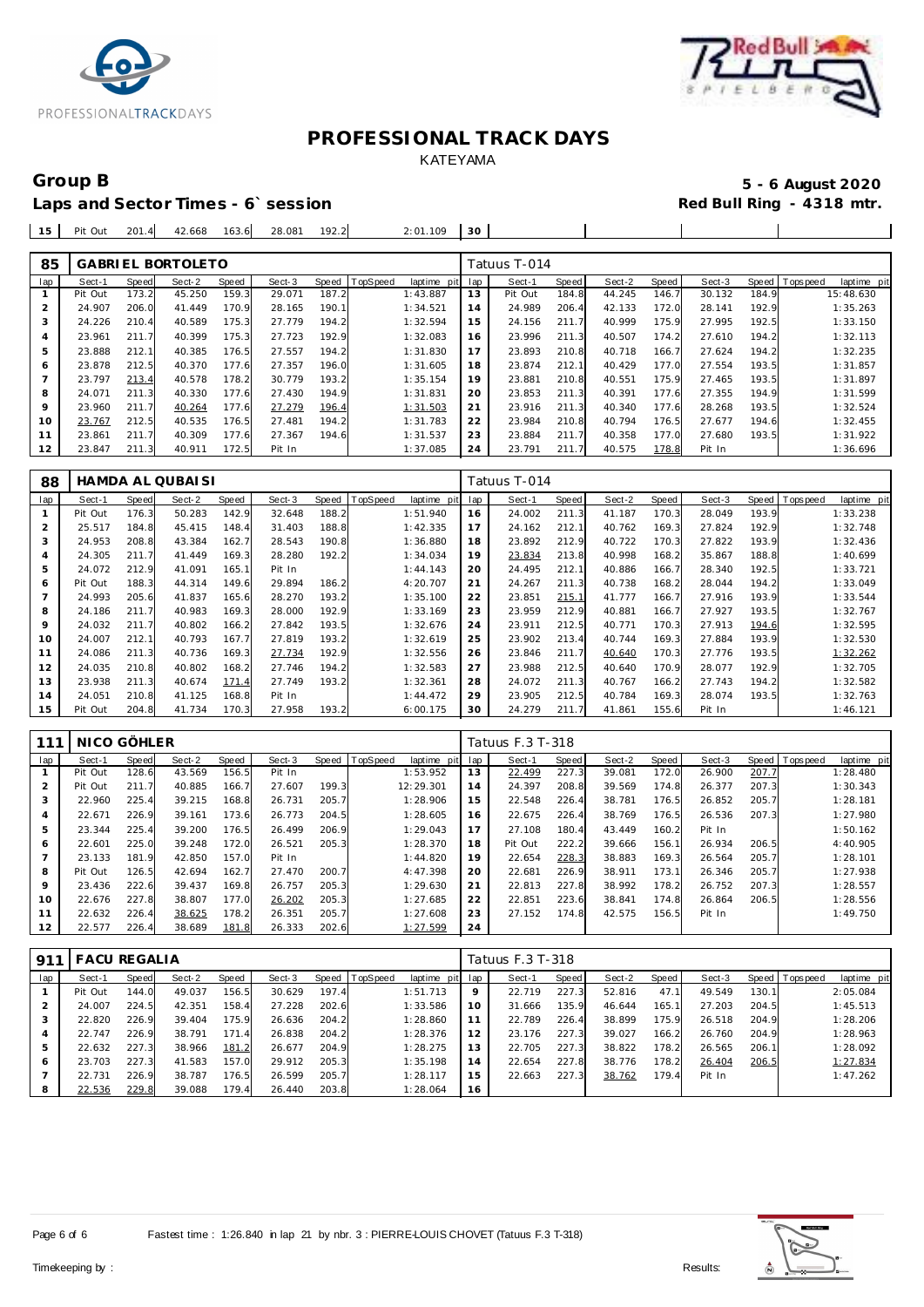# PROFESSIONAL TRACK DAYS

KATEYAMA

## Group B

**Laps and Sector Times - 6` session**

**5 - 6 August 2020**

**Red Bull Ring - 4318 mtr.**

| | | | | | | | | | | |
|---|---|---|---|---|---|---|---|---|---|---|
| 15 | Pit Out | 201.4 | 42.668 | 163.6 | 28.081 | 192.2 | | 2:01.109 | 30 | |

| 85 | GABRIEL BORTOLETO | | | | | | | | Tatuus T-014 | | | | | | | | |
|---|---|---|---|---|---|---|---|---|---|---|---|---|---|---|---|---|---|
| lap | Sect-1 | Speed | Sect-2 | Speed | Sect-3 | Speed | TopSpeed | laptime pit | lap | Sect-1 | Speed | Sect-2 | Speed | Sect-3 | Speed | Topspeed | laptime pit |
| 1 | Pit Out | 173.2 | 45.250 | 159.3 | 29.071 | 187.2 | | 1:43.887 | 13 | Pit Out | 184.8 | 44.245 | 146.7 | 30.132 | 184.9 | | 15:48.630 |
| 2 | 24.907 | 206.0 | 41.449 | 170.9 | 28.165 | 190.1 | | 1:34.521 | 14 | 24.989 | 206.4 | 42.133 | 172.0 | 28.141 | 192.9 | | 1:35.263 |
| 3 | 24.226 | 210.4 | 40.589 | 175.3 | 27.779 | 194.2 | | 1:32.594 | 15 | 24.156 | 211.7 | 40.999 | 175.9 | 27.995 | 192.5 | | 1:33.150 |
| 4 | 23.961 | 211.7 | 40.399 | 175.3 | 27.723 | 192.9 | | 1:32.083 | 16 | 23.996 | 211.3 | 40.507 | 174.2 | 27.610 | 194.2 | | 1:32.113 |
| 5 | 23.888 | 212.1 | 40.385 | 176.5 | 27.557 | 194.2 | | 1:31.830 | 17 | 23.893 | 210.8 | 40.718 | 166.7 | 27.624 | 194.2 | | 1:32.235 |
| 6 | 23.878 | 212.5 | 40.370 | 177.6 | 27.357 | 196.0 | | 1:31.605 | 18 | 23.874 | 212.1 | 40.429 | 177.0 | 27.554 | 193.5 | | 1:31.857 |
| 7 | 23.797 | 213.4 | 40.578 | 178.2 | 30.779 | 193.2 | | 1:35.154 | 19 | 23.881 | 210.8 | 40.551 | 175.9 | 27.465 | 193.5 | | 1:31.897 |
| 8 | 24.071 | 211.3 | 40.330 | 177.6 | 27.430 | 194.9 | | 1:31.831 | 20 | 23.853 | 211.3 | 40.391 | 177.6 | 27.355 | 194.9 | | 1:31.599 |
| 9 | 23.960 | 211.7 | 40.264 | 177.6 | 27.279 | 196.4 | | 1:31.503 | 21 | 23.916 | 211.3 | 40.340 | 177.6 | 28.268 | 193.5 | | 1:32.524 |
| 10 | 23.767 | 212.5 | 40.535 | 176.5 | 27.481 | 194.2 | | 1:31.783 | 22 | 23.984 | 210.8 | 40.794 | 176.5 | 27.677 | 194.6 | | 1:32.455 |
| 11 | 23.861 | 211.7 | 40.309 | 177.6 | 27.367 | 194.6 | | 1:31.537 | 23 | 23.884 | 211.7 | 40.358 | 177.0 | 27.680 | 193.5 | | 1:31.922 |
| 12 | 23.847 | 211.3 | 40.911 | 172.5 | Pit In | | | 1:37.085 | 24 | 23.791 | 211.7 | 40.575 | 178.8 | Pit In | | | 1:36.696 |

| 88 | HAMDA AL QUBAISI | | | | | | | | Tatuus T-014 | | | | | | | | |
|---|---|---|---|---|---|---|---|---|---|---|---|---|---|---|---|---|---|
| lap | Sect-1 | Speed | Sect-2 | Speed | Sect-3 | Speed | TopSpeed | laptime pit | lap | Sect-1 | Speed | Sect-2 | Speed | Sect-3 | Speed | Topspeed | laptime pit |
| 1 | Pit Out | 176.3 | 50.283 | 142.9 | 32.648 | 188.2 | | 1:51.940 | 16 | 24.002 | 211.3 | 41.187 | 170.3 | 28.049 | 193.9 | | 1:33.238 |
| 2 | 25.517 | 184.8 | 45.415 | 148.4 | 31.403 | 188.8 | | 1:42.335 | 17 | 24.162 | 212.1 | 40.762 | 169.3 | 27.824 | 192.9 | | 1:32.748 |
| 3 | 24.953 | 208.8 | 43.384 | 162.7 | 28.543 | 190.8 | | 1:36.880 | 18 | 23.892 | 212.9 | 40.722 | 170.3 | 27.822 | 193.9 | | 1:32.436 |
| 4 | 24.305 | 211.7 | 41.449 | 169.3 | 28.280 | 192.2 | | 1:34.034 | 19 | 23.834 | 213.8 | 40.998 | 168.2 | 35.867 | 188.8 | | 1:40.699 |
| 5 | 24.072 | 212.9 | 41.091 | 165.1 | Pit In | | | 1:44.143 | 20 | 24.495 | 212.1 | 40.886 | 166.7 | 28.340 | 192.5 | | 1:33.721 |
| 6 | Pit Out | 188.3 | 44.314 | 149.6 | 29.894 | 186.2 | | 4:20.707 | 21 | 24.267 | 211.3 | 40.738 | 168.2 | 28.044 | 194.2 | | 1:33.049 |
| 7 | 24.993 | 205.6 | 41.837 | 165.6 | 28.270 | 193.2 | | 1:35.100 | 22 | 23.851 | 215.1 | 41.777 | 166.7 | 27.916 | 193.9 | | 1:33.544 |
| 8 | 24.186 | 211.7 | 40.983 | 169.3 | 28.000 | 192.9 | | 1:33.169 | 23 | 23.959 | 212.9 | 40.881 | 166.7 | 27.927 | 193.5 | | 1:32.767 |
| 9 | 24.032 | 211.7 | 40.802 | 166.2 | 27.842 | 193.5 | | 1:32.676 | 24 | 23.911 | 212.5 | 40.771 | 170.3 | 27.913 | 194.6 | | 1:32.595 |
| 10 | 24.007 | 212.1 | 40.793 | 167.7 | 27.819 | 193.2 | | 1:32.619 | 25 | 23.902 | 213.4 | 40.744 | 169.3 | 27.884 | 193.9 | | 1:32.530 |
| 11 | 24.086 | 211.3 | 40.736 | 169.3 | 27.734 | 192.9 | | 1:32.556 | 26 | 23.846 | 211.7 | 40.640 | 170.3 | 27.776 | 193.5 | | 1:32.262 |
| 12 | 24.035 | 210.8 | 40.802 | 168.2 | 27.746 | 194.2 | | 1:32.583 | 27 | 23.988 | 212.5 | 40.640 | 170.9 | 28.077 | 192.9 | | 1:32.705 |
| 13 | 23.938 | 211.3 | 40.674 | 171.4 | 27.749 | 193.2 | | 1:32.361 | 28 | 24.072 | 211.3 | 40.767 | 166.2 | 27.743 | 194.2 | | 1:32.582 |
| 14 | 24.051 | 210.8 | 41.125 | 168.8 | Pit In | | | 1:44.472 | 29 | 23.905 | 212.5 | 40.784 | 169.3 | 28.074 | 193.5 | | 1:32.763 |
| 15 | Pit Out | 204.8 | 41.734 | 170.3 | 27.958 | 193.2 | | 6:00.175 | 30 | 24.279 | 211.7 | 41.861 | 155.6 | Pit In | | | 1:46.121 |

| 111 | NICO GÖHLER | | | | | | | | Tatuus F.3 T-318 | | | | | | | | |
|---|---|---|---|---|---|---|---|---|---|---|---|---|---|---|---|---|---|
| lap | Sect-1 | Speed | Sect-2 | Speed | Sect-3 | Speed | TopSpeed | laptime pit | lap | Sect-1 | Speed | Sect-2 | Speed | Sect-3 | Speed | Topspeed | laptime pit |
| 1 | Pit Out | 128.6 | 43.569 | 156.5 | Pit In | | | 1:53.952 | 13 | 22.499 | 227.3 | 39.081 | 172.0 | 26.900 | 207.7 | | 1:28.480 |
| 2 | Pit Out | 211.7 | 40.885 | 166.7 | 27.607 | 199.3 | | 12:29.301 | 14 | 24.397 | 208.8 | 39.569 | 174.8 | 26.377 | 207.3 | | 1:30.343 |
| 3 | 22.960 | 225.4 | 39.215 | 168.8 | 26.731 | 205.7 | | 1:28.906 | 15 | 22.548 | 226.4 | 38.781 | 176.5 | 26.852 | 205.7 | | 1:28.181 |
| 4 | 22.671 | 226.9 | 39.161 | 173.6 | 26.773 | 204.5 | | 1:28.605 | 16 | 22.675 | 226.4 | 38.769 | 176.5 | 26.536 | 207.3 | | 1:27.980 |
| 5 | 23.344 | 225.4 | 39.200 | 176.5 | 26.499 | 206.9 | | 1:29.043 | 17 | 27.108 | 180.4 | 43.449 | 160.2 | Pit In | | | 1:50.162 |
| 6 | 22.601 | 225.0 | 39.248 | 172.0 | 26.521 | 205.3 | | 1:28.370 | 18 | Pit Out | 222.2 | 39.666 | 156.1 | 26.934 | 206.5 | | 4:40.905 |
| 7 | 23.133 | 181.9 | 42.850 | 157.0 | Pit In | | | 1:44.820 | 19 | 22.654 | 228.3 | 38.883 | 169.3 | 26.564 | 205.7 | | 1:28.101 |
| 8 | Pit Out | 126.5 | 42.694 | 162.7 | 27.470 | 200.7 | | 4:47.398 | 20 | 22.681 | 226.9 | 38.911 | 173.1 | 26.346 | 205.7 | | 1:27.938 |
| 9 | 23.436 | 222.6 | 39.437 | 169.8 | 26.757 | 205.3 | | 1:29.630 | 21 | 22.813 | 227.8 | 38.992 | 178.2 | 26.752 | 207.3 | | 1:28.557 |
| 10 | 22.676 | 227.8 | 38.807 | 177.0 | 26.202 | 205.3 | | 1:27.685 | 22 | 22.851 | 223.6 | 38.841 | 174.8 | 26.864 | 206.5 | | 1:28.556 |
| 11 | 22.632 | 226.4 | 38.625 | 178.2 | 26.351 | 205.7 | | 1:27.608 | 23 | 27.152 | 174.8 | 42.575 | 156.5 | Pit In | | | 1:49.750 |
| 12 | 22.577 | 226.4 | 38.689 | 181.8 | 26.333 | 202.6 | | 1:27.599 | 24 | | | | | | | | |

| 911 | FACU REGALIA | | | | | | | | Tatuus F.3 T-318 | | | | | | | | |
|---|---|---|---|---|---|---|---|---|---|---|---|---|---|---|---|---|---|
| lap | Sect-1 | Speed | Sect-2 | Speed | Sect-3 | Speed | TopSpeed | laptime pit | lap | Sect-1 | Speed | Sect-2 | Speed | Sect-3 | Speed | Topspeed | laptime pit |
| 1 | Pit Out | 144.0 | 49.037 | 156.5 | 30.629 | 197.4 | | 1:51.713 | 9 | 22.719 | 227.3 | 52.816 | 47.1 | 49.549 | 130.1 | | 2:05.084 |
| 2 | 24.007 | 224.5 | 42.351 | 158.4 | 27.228 | 202.6 | | 1:33.586 | 10 | 31.666 | 135.9 | 46.644 | 165.1 | 27.203 | 204.5 | | 1:45.513 |
| 3 | 22.820 | 226.9 | 39.404 | 175.9 | 26.636 | 204.2 | | 1:28.860 | 11 | 22.789 | 226.4 | 38.899 | 175.9 | 26.518 | 204.9 | | 1:28.206 |
| 4 | 22.747 | 226.9 | 38.791 | 171.4 | 26.838 | 204.2 | | 1:28.376 | 12 | 23.176 | 227.3 | 39.027 | 166.2 | 26.760 | 204.9 | | 1:28.963 |
| 5 | 22.632 | 227.3 | 38.966 | 181.2 | 26.677 | 204.9 | | 1:28.275 | 13 | 22.705 | 227.3 | 38.822 | 178.2 | 26.565 | 206.1 | | 1:28.092 |
| 6 | 23.703 | 227.3 | 41.583 | 157.0 | 29.912 | 205.3 | | 1:35.198 | 14 | 22.654 | 227.8 | 38.776 | 178.2 | 26.404 | 206.5 | | 1:27.834 |
| 7 | 22.731 | 226.9 | 38.787 | 176.5 | 26.599 | 205.7 | | 1:28.117 | 15 | 22.663 | 227.3 | 38.762 | 179.4 | Pit In | | | 1:47.262 |
| 8 | 22.536 | 229.8 | 39.088 | 179.4 | 26.440 | 203.8 | | 1:28.064 | 16 | | | | | | | | |

Fastest time : 1:26.840 in lap 21 by nbr. 3 : PIERRE-LOUIS CHOVET (Tatuus F.3 T-318)

Timekeeping by : Results: